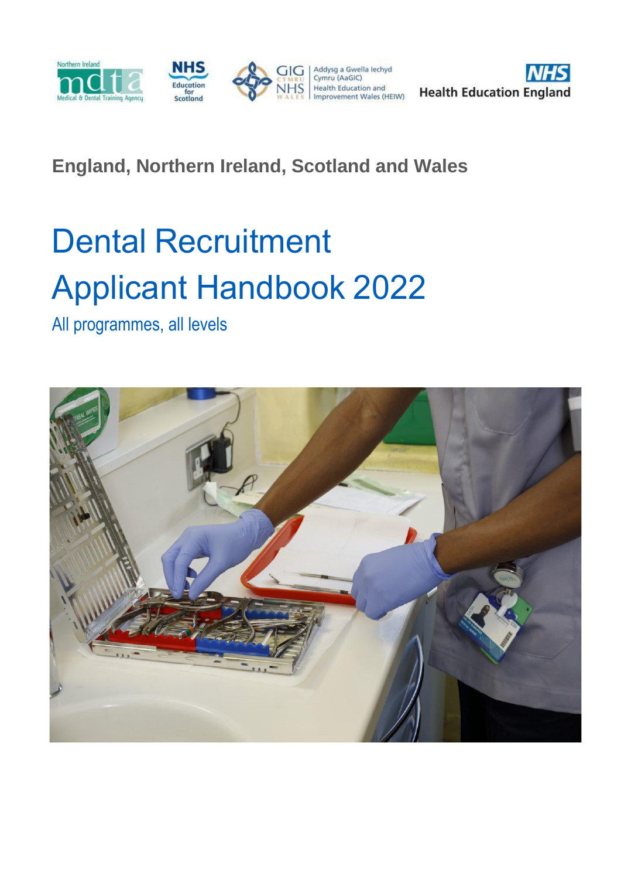England, Northern Ireland, Scotland and Wales

# Dental Recruitment Applicant Handbook 2022

All programmes, all levels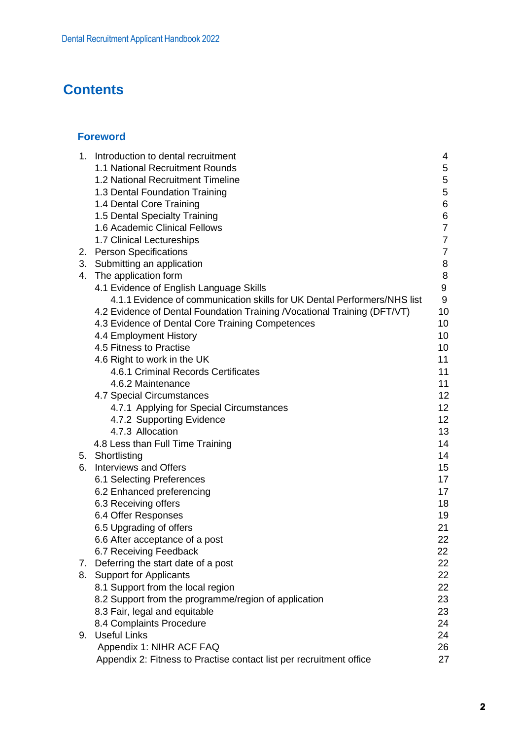# Contents

## Foreword

| | |
|---|---|
| 1. Introduction to dental recruitment | 4 |
| 1.1 National Recruitment Rounds | 5 |
| 1.2 National Recruitment Timeline | 5 |
| 1.3 Dental Foundation Training | 5 |
| 1.4 Dental Core Training | 6 |
| 1.5 Dental Specialty Training | 6 |
| 1.6 Academic Clinical Fellows | 7 |
| 1.7 Clinical Lectureships | 7 |
| 2. Person Specifications | 7 |
| 3. Submitting an application | 8 |
| 4. The application form | 8 |
| 4.1 Evidence of English Language Skills | 9 |
| 4.1.1 Evidence of communication skills for UK Dental Performers/NHS list | 9 |
| 4.2 Evidence of Dental Foundation Training /Vocational Training (DFT/VT) | 10 |
| 4.3 Evidence of Dental Core Training Competences | 10 |
| 4.4 Employment History | 10 |
| 4.5 Fitness to Practise | 10 |
| 4.6 Right to work in the UK | 11 |
| 4.6.1 Criminal Records Certificates | 11 |
| 4.6.2 Maintenance | 11 |
| 4.7 Special Circumstances | 12 |
| 4.7.1 Applying for Special Circumstances | 12 |
| 4.7.2 Supporting Evidence | 12 |
| 4.7.3 Allocation | 13 |
| 4.8 Less than Full Time Training | 14 |
| 5. Shortlisting | 14 |
| 6. Interviews and Offers | 15 |
| 6.1 Selecting Preferences | 17 |
| 6.2 Enhanced preferencing | 17 |
| 6.3 Receiving offers | 18 |
| 6.4 Offer Responses | 19 |
| 6.5 Upgrading of offers | 21 |
| 6.6 After acceptance of a post | 22 |
| 6.7 Receiving Feedback | 22 |
| 7. Deferring the start date of a post | 22 |
| 8. Support for Applicants | 22 |
| 8.1 Support from the local region | 22 |
| 8.2 Support from the programme/region of application | 23 |
| 8.3 Fair, legal and equitable | 23 |
| 8.4 Complaints Procedure | 24 |
| 9. Useful Links | 24 |
| Appendix 1: NIHR ACF FAQ | 26 |
| Appendix 2: Fitness to Practise contact list per recruitment office | 27 |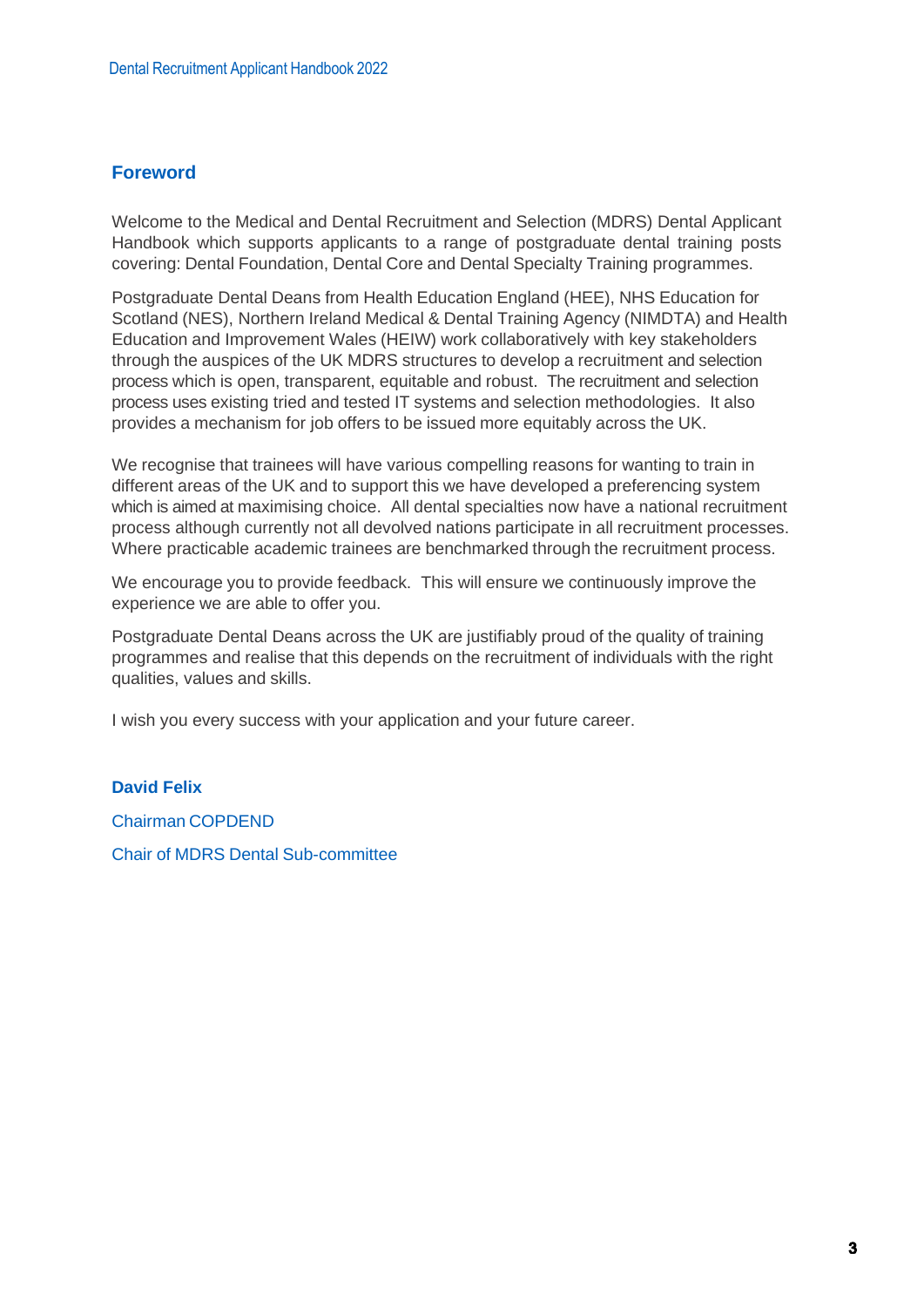## Foreword

Welcome to the Medical and Dental Recruitment and Selection (MDRS) Dental Applicant Handbook which supports applicants to a range of postgraduate dental training posts covering: Dental Foundation, Dental Core and Dental Specialty Training programmes.

Postgraduate Dental Deans from Health Education England (HEE), NHS Education for Scotland (NES), Northern Ireland Medical & Dental Training Agency (NIMDTA) and Health Education and Improvement Wales (HEIW) work collaboratively with key stakeholders through the auspices of the UK MDRS structures to develop a recruitment and selection process which is open, transparent, equitable and robust. The recruitment and selection process uses existing tried and tested IT systems and selection methodologies. It also provides a mechanism for job offers to be issued more equitably across the UK.

We recognise that trainees will have various compelling reasons for wanting to train in different areas of the UK and to support this we have developed a preferencing system which is aimed at maximising choice. All dental specialties now have a national recruitment process although currently not all devolved nations participate in all recruitment processes. Where practicable academic trainees are benchmarked through the recruitment process.

We encourage you to provide feedback. This will ensure we continuously improve the experience we are able to offer you.

Postgraduate Dental Deans across the UK are justifiably proud of the quality of training programmes and realise that this depends on the recruitment of individuals with the right qualities, values and skills.

I wish you every success with your application and your future career.

**David Felix**

Chairman COPDEND

Chair of MDRS Dental Sub-committee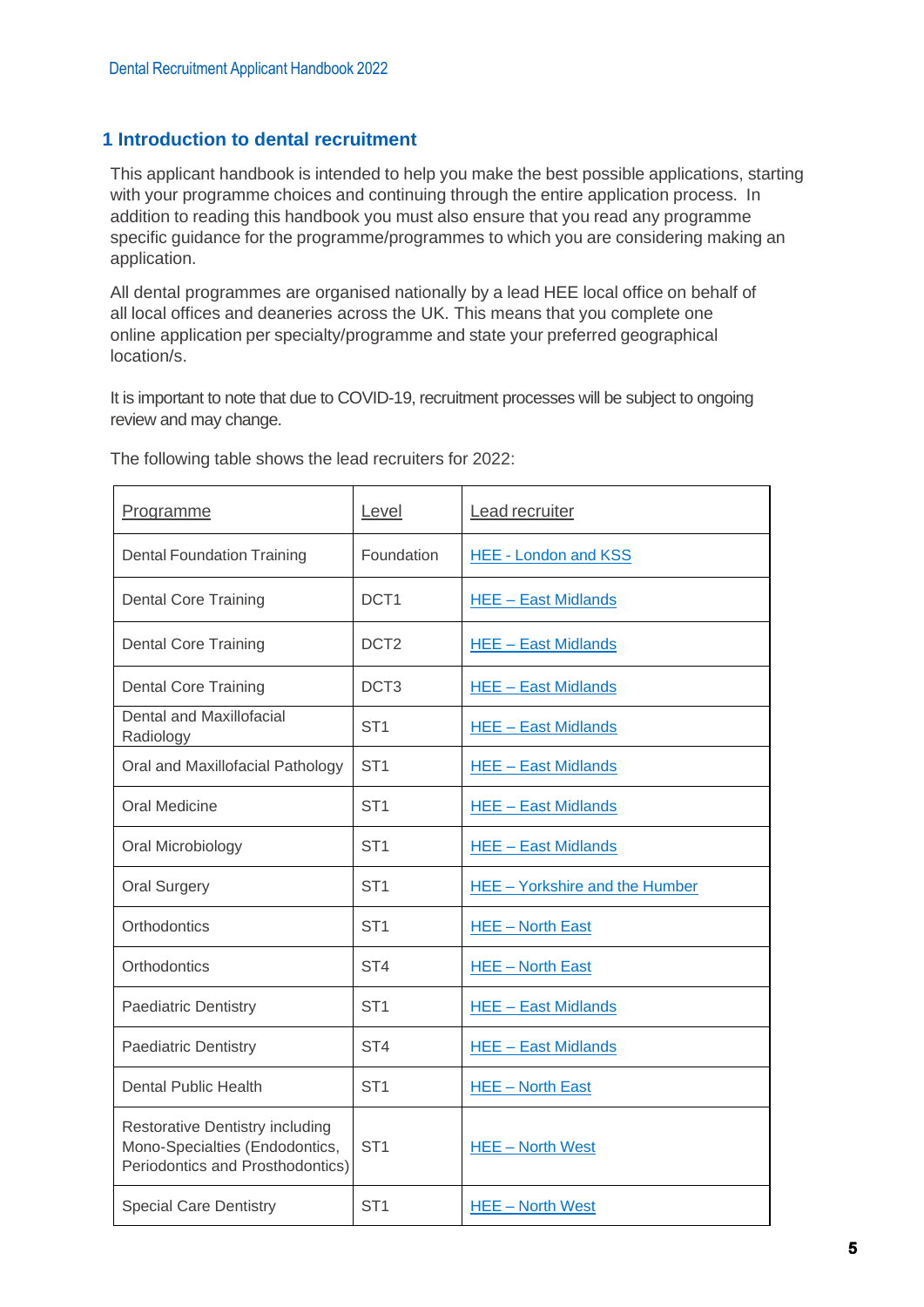## 1 Introduction to dental recruitment

This applicant handbook is intended to help you make the best possible applications, starting with your programme choices and continuing through the entire application process. In addition to reading this handbook you must also ensure that you read any programme specific guidance for the programme/programmes to which you are considering making an application.

All dental programmes are organised nationally by a lead HEE local office on behalf of all local offices and deaneries across the UK. This means that you complete one online application per specialty/programme and state your preferred geographical location/s.

It is important to note that due to COVID-19, recruitment processes will be subject to ongoing review and may change.

The following table shows the lead recruiters for 2022:

| Programme | Level | Lead recruiter |
|---|---|---|
| Dental Foundation Training | Foundation | HEE - London and KSS |
| Dental Core Training | DCT1 | HEE – East Midlands |
| Dental Core Training | DCT2 | HEE – East Midlands |
| Dental Core Training | DCT3 | HEE – East Midlands |
| Dental and Maxillofacial Radiology | ST1 | HEE – East Midlands |
| Oral and Maxillofacial Pathology | ST1 | HEE – East Midlands |
| Oral Medicine | ST1 | HEE – East Midlands |
| Oral Microbiology | ST1 | HEE – East Midlands |
| Oral Surgery | ST1 | HEE – Yorkshire and the Humber |
| Orthodontics | ST1 | HEE – North East |
| Orthodontics | ST4 | HEE – North East |
| Paediatric Dentistry | ST1 | HEE – East Midlands |
| Paediatric Dentistry | ST4 | HEE – East Midlands |
| Dental Public Health | ST1 | HEE – North East |
| Restorative Dentistry including Mono-Specialties (Endodontics, Periodontics and Prosthodontics) | ST1 | HEE – North West |
| Special Care Dentistry | ST1 | HEE – North West |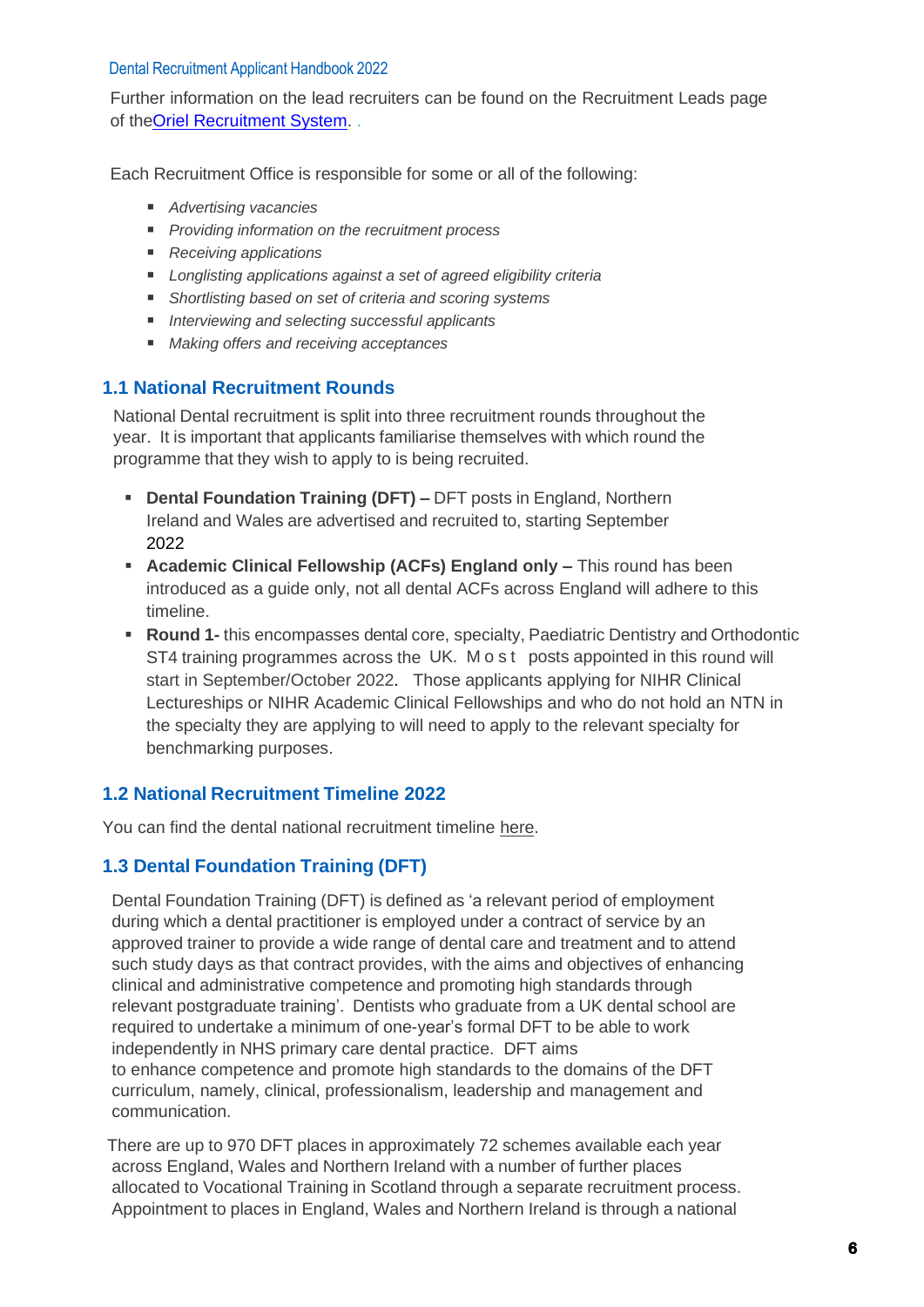Further information on the lead recruiters can be found on the Recruitment Leads page of the[Oriel Recruitment System]. .

Each Recruitment Office is responsible for some or all of the following:

- *Advertising vacancies*
- *Providing information on the recruitment process*
- *Receiving applications*
- *Longlisting applications against a set of agreed eligibility criteria*
- *Shortlisting based on set of criteria and scoring systems*
- *Interviewing and selecting successful applicants*
- *Making offers and receiving acceptances*

## 1.1 National Recruitment Rounds

National Dental recruitment is split into three recruitment rounds throughout the year. It is important that applicants familiarise themselves with which round the programme that they wish to apply to is being recruited.

- **Dental Foundation Training (DFT) –** DFT posts in England, Northern Ireland and Wales are advertised and recruited to, starting September 2022
- **Academic Clinical Fellowship (ACFs) England only –** This round has been introduced as a guide only, not all dental ACFs across England will adhere to this timeline.
- **Round 1-** this encompasses dental core, specialty, Paediatric Dentistry and Orthodontic ST4 training programmes across the UK. Most posts appointed in this round will start in September/October 2022. Those applicants applying for NIHR Clinical Lectureships or NIHR Academic Clinical Fellowships and who do not hold an NTN in the specialty they are applying to will need to apply to the relevant specialty for benchmarking purposes.

## 1.2 National Recruitment Timeline 2022

You can find the dental national recruitment timeline here.

## 1.3 Dental Foundation Training (DFT)

Dental Foundation Training (DFT) is defined as 'a relevant period of employment during which a dental practitioner is employed under a contract of service by an approved trainer to provide a wide range of dental care and treatment and to attend such study days as that contract provides, with the aims and objectives of enhancing clinical and administrative competence and promoting high standards through relevant postgraduate training'. Dentists who graduate from a UK dental school are required to undertake a minimum of one-year's formal DFT to be able to work independently in NHS primary care dental practice. DFT aims to enhance competence and promote high standards to the domains of the DFT curriculum, namely, clinical, professionalism, leadership and management and communication.

There are up to 970 DFT places in approximately 72 schemes available each year across England, Wales and Northern Ireland with a number of further places allocated to Vocational Training in Scotland through a separate recruitment process. Appointment to places in England, Wales and Northern Ireland is through a national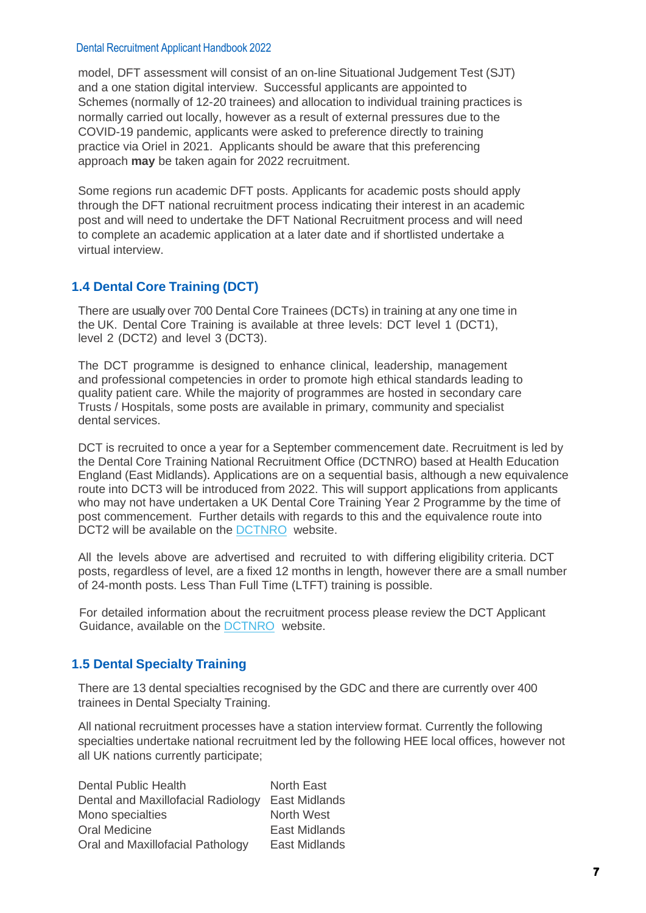model, DFT assessment will consist of an on-line Situational Judgement Test (SJT) and a one station digital interview. Successful applicants are appointed to Schemes (normally of 12-20 trainees) and allocation to individual training practices is normally carried out locally, however as a result of external pressures due to the COVID-19 pandemic, applicants were asked to preference directly to training practice via Oriel in 2021. Applicants should be aware that this preferencing approach **may** be taken again for 2022 recruitment.

Some regions run academic DFT posts. Applicants for academic posts should apply through the DFT national recruitment process indicating their interest in an academic post and will need to undertake the DFT National Recruitment process and will need to complete an academic application at a later date and if shortlisted undertake a virtual interview.

### 1.4 Dental Core Training (DCT)

There are usually over 700 Dental Core Trainees (DCTs) in training at any one time in the UK. Dental Core Training is available at three levels: DCT level 1 (DCT1), level 2 (DCT2) and level 3 (DCT3).

The DCT programme is designed to enhance clinical, leadership, management and professional competencies in order to promote high ethical standards leading to quality patient care. While the majority of programmes are hosted in secondary care Trusts / Hospitals, some posts are available in primary, community and specialist dental services.

DCT is recruited to once a year for a September commencement date. Recruitment is led by the Dental Core Training National Recruitment Office (DCTNRO) based at Health Education England (East Midlands). Applications are on a sequential basis, although a new equivalence route into DCT3 will be introduced from 2022. This will support applications from applicants who may not have undertaken a UK Dental Core Training Year 2 Programme by the time of post commencement. Further details with regards to this and the equivalence route into DCT2 will be available on the DCTNRO website.

All the levels above are advertised and recruited to with differing eligibility criteria. DCT posts, regardless of level, are a fixed 12 months in length, however there are a small number of 24-month posts. Less Than Full Time (LTFT) training is possible.

For detailed information about the recruitment process please review the DCT Applicant Guidance, available on the DCTNRO website.

### 1.5 Dental Specialty Training

There are 13 dental specialties recognised by the GDC and there are currently over 400 trainees in Dental Specialty Training.

All national recruitment processes have a station interview format. Currently the following specialties undertake national recruitment led by the following HEE local offices, however not all UK nations currently participate;

| | |
|---|---|
| Dental Public Health | North East |
| Dental and Maxillofacial Radiology | East Midlands |
| Mono specialties | North West |
| Oral Medicine | East Midlands |
| Oral and Maxillofacial Pathology | East Midlands |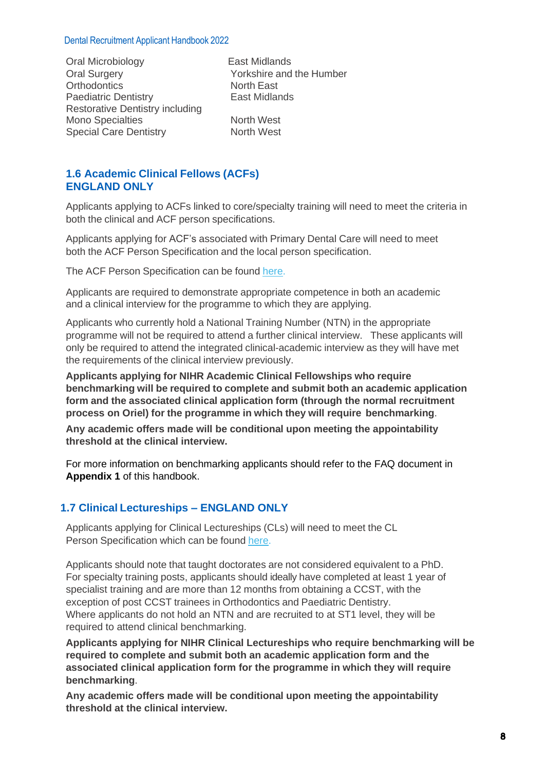| | |
|---|---|
| Oral Microbiology | East Midlands |
| Oral Surgery | Yorkshire and the Humber |
| Orthodontics | North East |
| Paediatric Dentistry | East Midlands |
| Restorative Dentistry including Mono Specialties | North West |
| Special Care Dentistry | North West |

## 1.6 Academic Clinical Fellows (ACFs) ENGLAND ONLY

Applicants applying to ACFs linked to core/specialty training will need to meet the criteria in both the clinical and ACF person specifications.

Applicants applying for ACF's associated with Primary Dental Care will need to meet both the ACF Person Specification and the local person specification.

The ACF Person Specification can be found here.

Applicants are required to demonstrate appropriate competence in both an academic and a clinical interview for the programme to which they are applying.

Applicants who currently hold a National Training Number (NTN) in the appropriate programme will not be required to attend a further clinical interview. These applicants will only be required to attend the integrated clinical-academic interview as they will have met the requirements of the clinical interview previously.

**Applicants applying for NIHR Academic Clinical Fellowships who require benchmarking will be required to complete and submit both an academic application form and the associated clinical application form (through the normal recruitment process on Oriel) for the programme in which they will require benchmarking**.

**Any academic offers made will be conditional upon meeting the appointability threshold at the clinical interview.**

For more information on benchmarking applicants should refer to the FAQ document in **Appendix 1** of this handbook.

## 1.7 Clinical Lectureships – ENGLAND ONLY

Applicants applying for Clinical Lectureships (CLs) will need to meet the CL Person Specification which can be found here.

Applicants should note that taught doctorates are not considered equivalent to a PhD. For specialty training posts, applicants should ideally have completed at least 1 year of specialist training and are more than 12 months from obtaining a CCST, with the exception of post CCST trainees in Orthodontics and Paediatric Dentistry. Where applicants do not hold an NTN and are recruited to at ST1 level, they will be required to attend clinical benchmarking.

**Applicants applying for NIHR Clinical Lectureships who require benchmarking will be required to complete and submit both an academic application form and the associated clinical application form for the programme in which they will require benchmarking**.

**Any academic offers made will be conditional upon meeting the appointability threshold at the clinical interview.**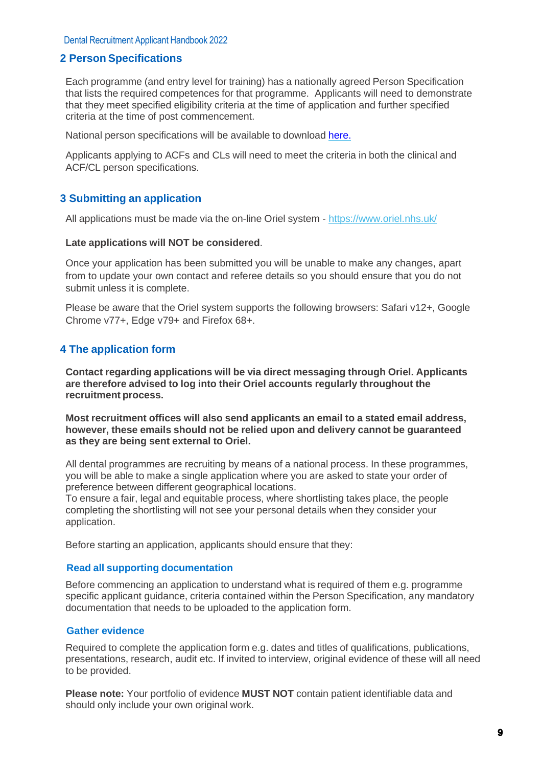## 2 Person Specifications

Each programme (and entry level for training) has a nationally agreed Person Specification that lists the required competences for that programme. Applicants will need to demonstrate that they meet specified eligibility criteria at the time of application and further specified criteria at the time of post commencement.

National person specifications will be available to download here.

Applicants applying to ACFs and CLs will need to meet the criteria in both the clinical and ACF/CL person specifications.

## 3 Submitting an application

All applications must be made via the on-line Oriel system - https://www.oriel.nhs.uk/

**Late applications will NOT be considered**.

Once your application has been submitted you will be unable to make any changes, apart from to update your own contact and referee details so you should ensure that you do not submit unless it is complete.

Please be aware that the Oriel system supports the following browsers: Safari v12+, Google Chrome v77+, Edge v79+ and Firefox 68+.

## 4 The application form

**Contact regarding applications will be via direct messaging through Oriel. Applicants are therefore advised to log into their Oriel accounts regularly throughout the recruitment process.**

**Most recruitment offices will also send applicants an email to a stated email address, however, these emails should not be relied upon and delivery cannot be guaranteed as they are being sent external to Oriel.**

All dental programmes are recruiting by means of a national process. In these programmes, you will be able to make a single application where you are asked to state your order of preference between different geographical locations.
To ensure a fair, legal and equitable process, where shortlisting takes place, the people completing the shortlisting will not see your personal details when they consider your application.

Before starting an application, applicants should ensure that they:

### Read all supporting documentation

Before commencing an application to understand what is required of them e.g. programme specific applicant guidance, criteria contained within the Person Specification, any mandatory documentation that needs to be uploaded to the application form.

### Gather evidence

Required to complete the application form e.g. dates and titles of qualifications, publications, presentations, research, audit etc. If invited to interview, original evidence of these will all need to be provided.

**Please note:** Your portfolio of evidence **MUST NOT** contain patient identifiable data and should only include your own original work.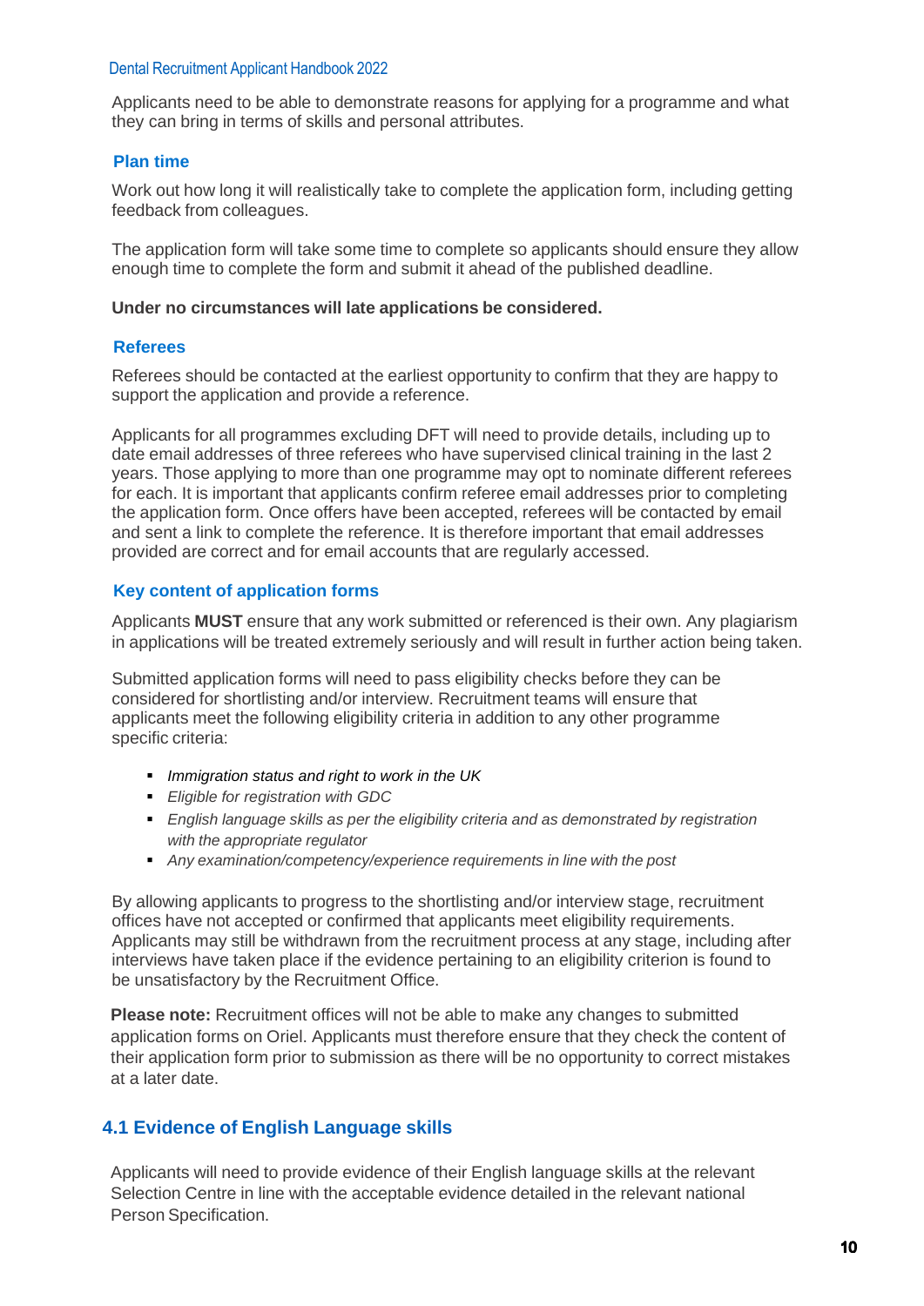Applicants need to be able to demonstrate reasons for applying for a programme and what they can bring in terms of skills and personal attributes.

### Plan time

Work out how long it will realistically take to complete the application form, including getting feedback from colleagues.

The application form will take some time to complete so applicants should ensure they allow enough time to complete the form and submit it ahead of the published deadline.

**Under no circumstances will late applications be considered.**

### Referees

Referees should be contacted at the earliest opportunity to confirm that they are happy to support the application and provide a reference.

Applicants for all programmes excluding DFT will need to provide details, including up to date email addresses of three referees who have supervised clinical training in the last 2 years. Those applying to more than one programme may opt to nominate different referees for each. It is important that applicants confirm referee email addresses prior to completing the application form. Once offers have been accepted, referees will be contacted by email and sent a link to complete the reference. It is therefore important that email addresses provided are correct and for email accounts that are regularly accessed.

### Key content of application forms

Applicants **MUST** ensure that any work submitted or referenced is their own. Any plagiarism in applications will be treated extremely seriously and will result in further action being taken.

Submitted application forms will need to pass eligibility checks before they can be considered for shortlisting and/or interview. Recruitment teams will ensure that applicants meet the following eligibility criteria in addition to any other programme specific criteria:

- *Immigration status and right to work in the UK*
- *Eligible for registration with GDC*
- *English language skills as per the eligibility criteria and as demonstrated by registration with the appropriate regulator*
- *Any examination/competency/experience requirements in line with the post*

By allowing applicants to progress to the shortlisting and/or interview stage, recruitment offices have not accepted or confirmed that applicants meet eligibility requirements. Applicants may still be withdrawn from the recruitment process at any stage, including after interviews have taken place if the evidence pertaining to an eligibility criterion is found to be unsatisfactory by the Recruitment Office.

**Please note:** Recruitment offices will not be able to make any changes to submitted application forms on Oriel. Applicants must therefore ensure that they check the content of their application form prior to submission as there will be no opportunity to correct mistakes at a later date.

## 4.1 Evidence of English Language skills

Applicants will need to provide evidence of their English language skills at the relevant Selection Centre in line with the acceptable evidence detailed in the relevant national Person Specification.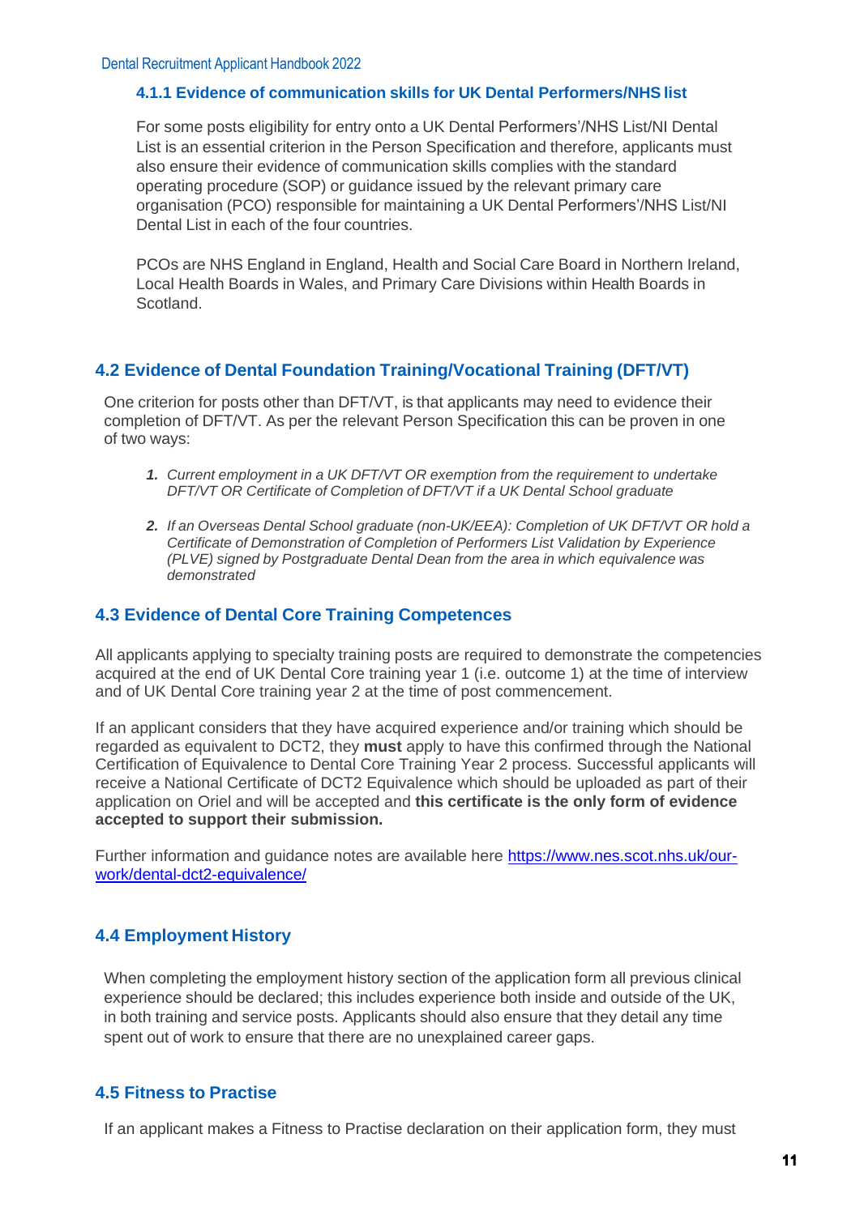#### 4.1.1 Evidence of communication skills for UK Dental Performers/NHS list

For some posts eligibility for entry onto a UK Dental Performers'/NHS List/NI Dental List is an essential criterion in the Person Specification and therefore, applicants must also ensure their evidence of communication skills complies with the standard operating procedure (SOP) or guidance issued by the relevant primary care organisation (PCO) responsible for maintaining a UK Dental Performers'/NHS List/NI Dental List in each of the four countries.

PCOs are NHS England in England, Health and Social Care Board in Northern Ireland, Local Health Boards in Wales, and Primary Care Divisions within Health Boards in Scotland.

### 4.2 Evidence of Dental Foundation Training/Vocational Training (DFT/VT)

One criterion for posts other than DFT/VT, is that applicants may need to evidence their completion of DFT/VT. As per the relevant Person Specification this can be proven in one of two ways:

1. *Current employment in a UK DFT/VT OR exemption from the requirement to undertake DFT/VT OR Certificate of Completion of DFT/VT if a UK Dental School graduate*
2. *If an Overseas Dental School graduate (non-UK/EEA): Completion of UK DFT/VT OR hold a Certificate of Demonstration of Completion of Performers List Validation by Experience (PLVE) signed by Postgraduate Dental Dean from the area in which equivalence was demonstrated*

### 4.3 Evidence of Dental Core Training Competences

All applicants applying to specialty training posts are required to demonstrate the competencies acquired at the end of UK Dental Core training year 1 (i.e. outcome 1) at the time of interview and of UK Dental Core training year 2 at the time of post commencement.

If an applicant considers that they have acquired experience and/or training which should be regarded as equivalent to DCT2, they **must** apply to have this confirmed through the National Certification of Equivalence to Dental Core Training Year 2 process. Successful applicants will receive a National Certificate of DCT2 Equivalence which should be uploaded as part of their application on Oriel and will be accepted and **this certificate is the only form of evidence accepted to support their submission.**

Further information and guidance notes are available here [https://www.nes.scot.nhs.uk/our-work/dental-dct2-equivalence/](https://www.nes.scot.nhs.uk/our-work/dental-dct2-equivalence/)

### 4.4 Employment History

When completing the employment history section of the application form all previous clinical experience should be declared; this includes experience both inside and outside of the UK, in both training and service posts. Applicants should also ensure that they detail any time spent out of work to ensure that there are no unexplained career gaps.

### 4.5 Fitness to Practise

If an applicant makes a Fitness to Practise declaration on their application form, they must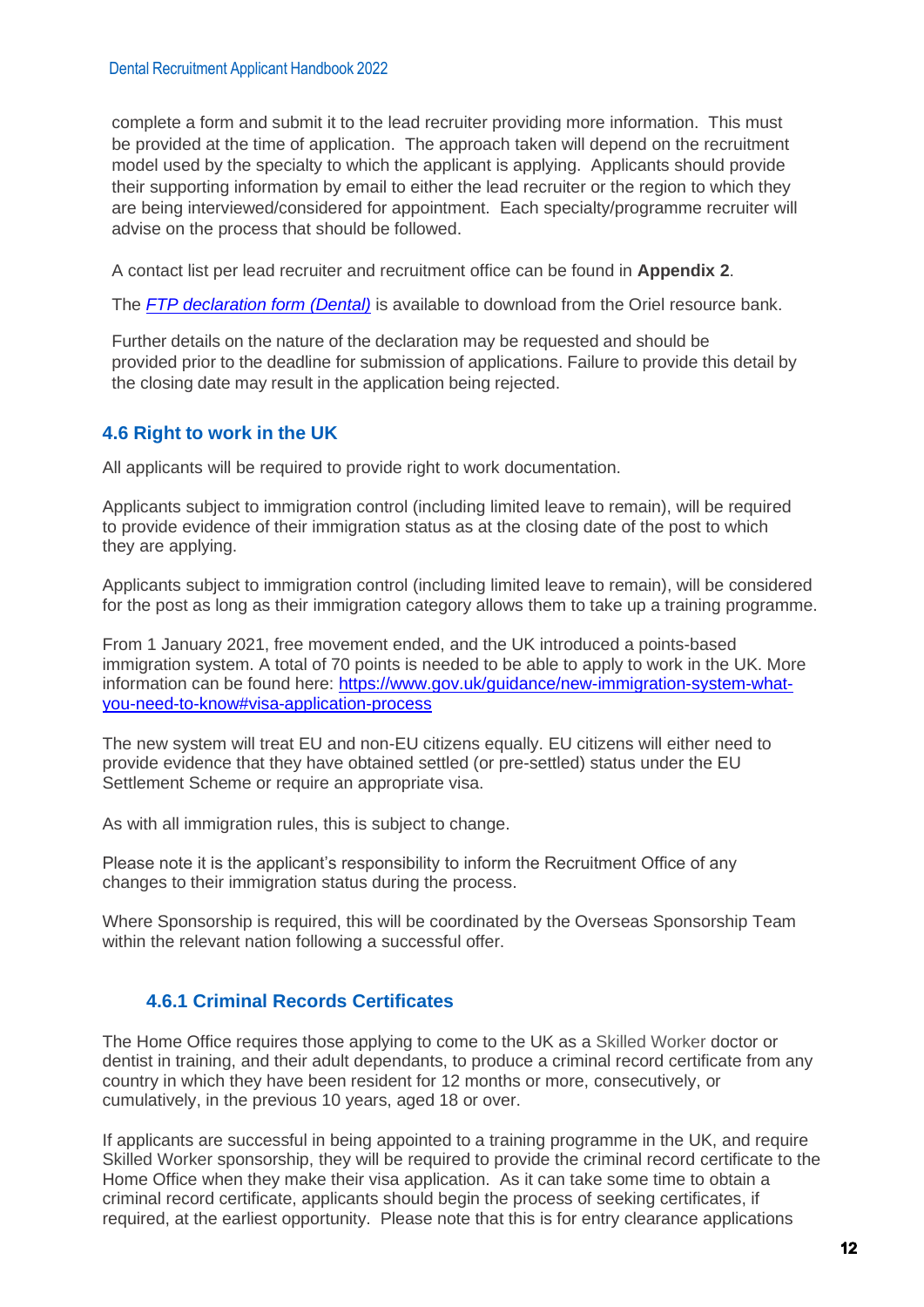complete a form and submit it to the lead recruiter providing more information. This must be provided at the time of application. The approach taken will depend on the recruitment model used by the specialty to which the applicant is applying. Applicants should provide their supporting information by email to either the lead recruiter or the region to which they are being interviewed/considered for appointment. Each specialty/programme recruiter will advise on the process that should be followed.

A contact list per lead recruiter and recruitment office can be found in **Appendix 2**.

The *FTP declaration form (Dental)* is available to download from the Oriel resource bank.

Further details on the nature of the declaration may be requested and should be provided prior to the deadline for submission of applications. Failure to provide this detail by the closing date may result in the application being rejected.

### 4.6 Right to work in the UK

All applicants will be required to provide right to work documentation.

Applicants subject to immigration control (including limited leave to remain), will be required to provide evidence of their immigration status as at the closing date of the post to which they are applying.

Applicants subject to immigration control (including limited leave to remain), will be considered for the post as long as their immigration category allows them to take up a training programme.

From 1 January 2021, free movement ended, and the UK introduced a points-based immigration system. A total of 70 points is needed to be able to apply to work in the UK. More information can be found here: https://www.gov.uk/guidance/new-immigration-system-what-you-need-to-know#visa-application-process

The new system will treat EU and non-EU citizens equally. EU citizens will either need to provide evidence that they have obtained settled (or pre-settled) status under the EU Settlement Scheme or require an appropriate visa.

As with all immigration rules, this is subject to change.

Please note it is the applicant's responsibility to inform the Recruitment Office of any changes to their immigration status during the process.

Where Sponsorship is required, this will be coordinated by the Overseas Sponsorship Team within the relevant nation following a successful offer.

#### 4.6.1 Criminal Records Certificates

The Home Office requires those applying to come to the UK as a Skilled Worker doctor or dentist in training, and their adult dependants, to produce a criminal record certificate from any country in which they have been resident for 12 months or more, consecutively, or cumulatively, in the previous 10 years, aged 18 or over.

If applicants are successful in being appointed to a training programme in the UK, and require Skilled Worker sponsorship, they will be required to provide the criminal record certificate to the Home Office when they make their visa application. As it can take some time to obtain a criminal record certificate, applicants should begin the process of seeking certificates, if required, at the earliest opportunity. Please note that this is for entry clearance applications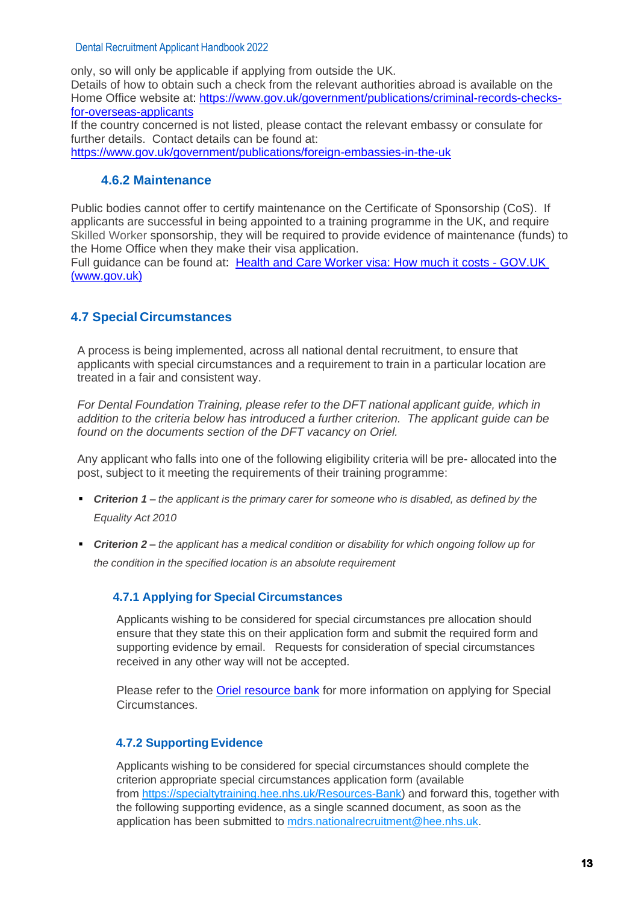only, so will only be applicable if applying from outside the UK.
Details of how to obtain such a check from the relevant authorities abroad is available on the Home Office website at: [https://www.gov.uk/government/publications/criminal-records-checks-for-overseas-applicants](https://www.gov.uk/government/publications/criminal-records-checks-for-overseas-applicants)
If the country concerned is not listed, please contact the relevant embassy or consulate for further details. Contact details can be found at:
[https://www.gov.uk/government/publications/foreign-embassies-in-the-uk](https://www.gov.uk/government/publications/foreign-embassies-in-the-uk)

### 4.6.2 Maintenance

Public bodies cannot offer to certify maintenance on the Certificate of Sponsorship (CoS). If applicants are successful in being appointed to a training programme in the UK, and require Skilled Worker sponsorship, they will be required to provide evidence of maintenance (funds) to the Home Office when they make their visa application.
Full guidance can be found at: [Health and Care Worker visa: How much it costs - GOV.UK (www.gov.uk)]()

## 4.7 Special Circumstances

A process is being implemented, across all national dental recruitment, to ensure that applicants with special circumstances and a requirement to train in a particular location are treated in a fair and consistent way.

*For Dental Foundation Training, please refer to the DFT national applicant guide, which in addition to the criteria below has introduced a further criterion. The applicant guide can be found on the documents section of the DFT vacancy on Oriel.*

Any applicant who falls into one of the following eligibility criteria will be pre- allocated into the post, subject to it meeting the requirements of their training programme:

- ***Criterion 1 –*** *the applicant is the primary carer for someone who is disabled, as defined by the Equality Act 2010*
- ***Criterion 2 –*** *the applicant has a medical condition or disability for which ongoing follow up for the condition in the specified location is an absolute requirement*

### 4.7.1 Applying for Special Circumstances

Applicants wishing to be considered for special circumstances pre allocation should ensure that they state this on their application form and submit the required form and supporting evidence by email. Requests for consideration of special circumstances received in any other way will not be accepted.

Please refer to the [Oriel resource bank]() for more information on applying for Special Circumstances.

### 4.7.2 Supporting Evidence

Applicants wishing to be considered for special circumstances should complete the criterion appropriate special circumstances application form (available from [https://specialtytraining.hee.nhs.uk/Resources-Bank](https://specialtytraining.hee.nhs.uk/Resources-Bank)) and forward this, together with the following supporting evidence, as a single scanned document, as soon as the application has been submitted to [mdrs.nationalrecruitment@hee.nhs.uk](mailto:mdrs.nationalrecruitment@hee.nhs.uk).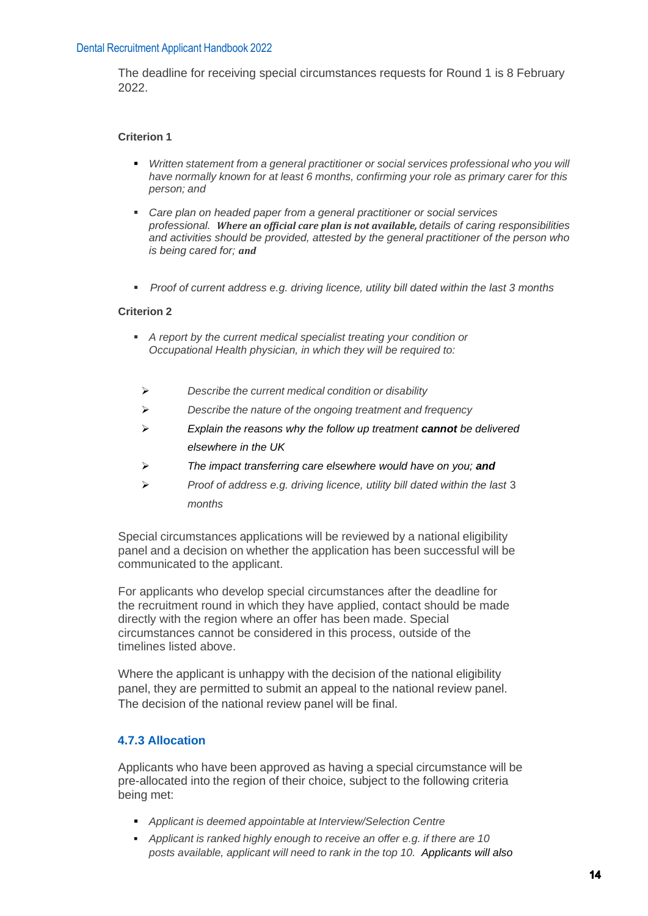The deadline for receiving special circumstances requests for Round 1 is 8 February 2022.

**Criterion 1**

- *Written statement from a general practitioner or social services professional who you will have normally known for at least 6 months, confirming your role as primary carer for this person; and*
- *Care plan on headed paper from a general practitioner or social services professional.* ***Where an official care plan is not available,*** *details of caring responsibilities and activities should be provided, attested by the general practitioner of the person who is being cared for;* ***and***
- *Proof of current address e.g. driving licence, utility bill dated within the last 3 months*

**Criterion 2**

- *A report by the current medical specialist treating your condition or Occupational Health physician, in which they will be required to:*
  - *Describe the current medical condition or disability*
  - *Describe the nature of the ongoing treatment and frequency*
  - *Explain the reasons why the follow up treatment* ***cannot*** *be delivered elsewhere in the UK*
  - *The impact transferring care elsewhere would have on you;* ***and***
  - *Proof of address e.g. driving licence, utility bill dated within the last 3 months*

Special circumstances applications will be reviewed by a national eligibility panel and a decision on whether the application has been successful will be communicated to the applicant.

For applicants who develop special circumstances after the deadline for the recruitment round in which they have applied, contact should be made directly with the region where an offer has been made. Special circumstances cannot be considered in this process, outside of the timelines listed above.

Where the applicant is unhappy with the decision of the national eligibility panel, they are permitted to submit an appeal to the national review panel. The decision of the national review panel will be final.

### 4.7.3 Allocation

Applicants who have been approved as having a special circumstance will be pre-allocated into the region of their choice, subject to the following criteria being met:

- *Applicant is deemed appointable at Interview/Selection Centre*
- *Applicant is ranked highly enough to receive an offer e.g. if there are 10 posts available, applicant will need to rank in the top 10. Applicants will also*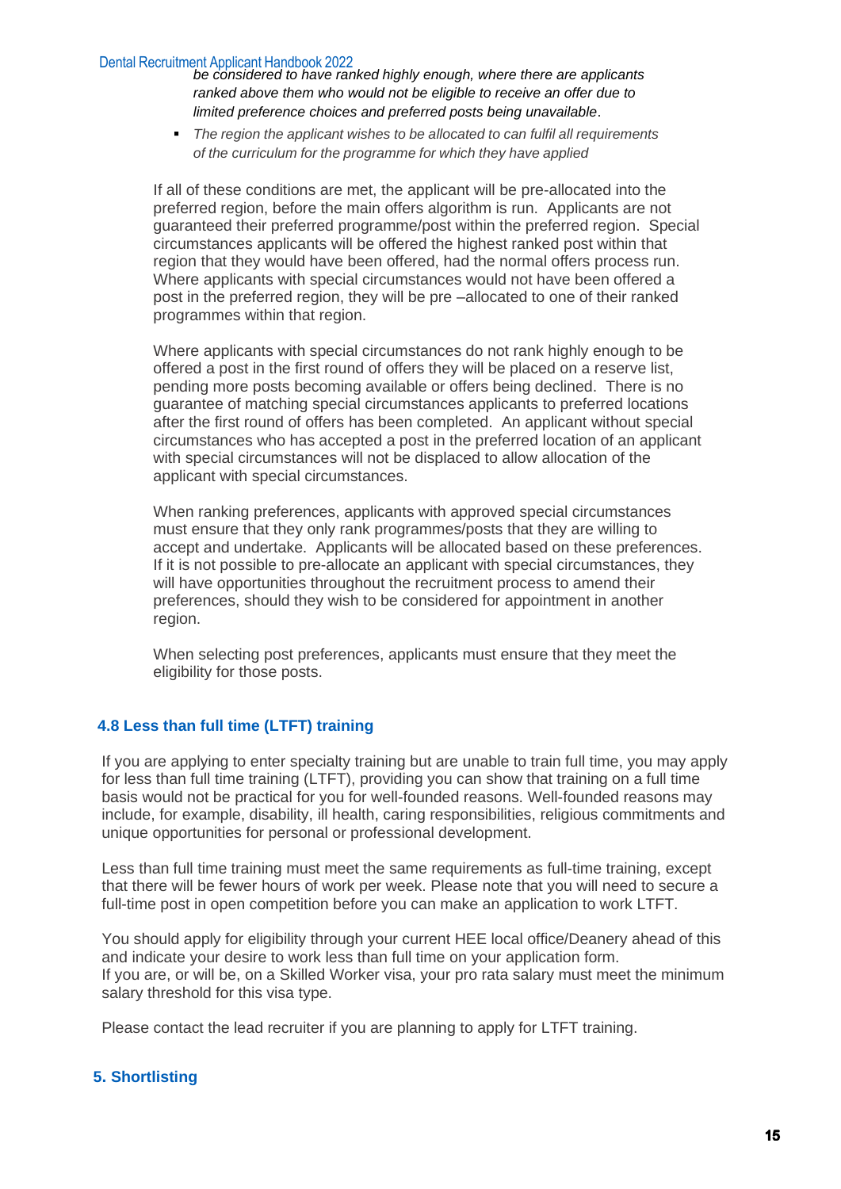*be considered to have ranked highly enough, where there are applicants ranked above them who would not be eligible to receive an offer due to limited preference choices and preferred posts being unavailable*.

- *The region the applicant wishes to be allocated to can fulfil all requirements of the curriculum for the programme for which they have applied*

If all of these conditions are met, the applicant will be pre-allocated into the preferred region, before the main offers algorithm is run. Applicants are not guaranteed their preferred programme/post within the preferred region. Special circumstances applicants will be offered the highest ranked post within that region that they would have been offered, had the normal offers process run. Where applicants with special circumstances would not have been offered a post in the preferred region, they will be pre –allocated to one of their ranked programmes within that region.

Where applicants with special circumstances do not rank highly enough to be offered a post in the first round of offers they will be placed on a reserve list, pending more posts becoming available or offers being declined. There is no guarantee of matching special circumstances applicants to preferred locations after the first round of offers has been completed. An applicant without special circumstances who has accepted a post in the preferred location of an applicant with special circumstances will not be displaced to allow allocation of the applicant with special circumstances.

When ranking preferences, applicants with approved special circumstances must ensure that they only rank programmes/posts that they are willing to accept and undertake. Applicants will be allocated based on these preferences. If it is not possible to pre-allocate an applicant with special circumstances, they will have opportunities throughout the recruitment process to amend their preferences, should they wish to be considered for appointment in another region.

When selecting post preferences, applicants must ensure that they meet the eligibility for those posts.

### 4.8 Less than full time (LTFT) training

If you are applying to enter specialty training but are unable to train full time, you may apply for less than full time training (LTFT), providing you can show that training on a full time basis would not be practical for you for well-founded reasons. Well-founded reasons may include, for example, disability, ill health, caring responsibilities, religious commitments and unique opportunities for personal or professional development.

Less than full time training must meet the same requirements as full-time training, except that there will be fewer hours of work per week. Please note that you will need to secure a full-time post in open competition before you can make an application to work LTFT.

You should apply for eligibility through your current HEE local office/Deanery ahead of this and indicate your desire to work less than full time on your application form.
If you are, or will be, on a Skilled Worker visa, your pro rata salary must meet the minimum salary threshold for this visa type.

Please contact the lead recruiter if you are planning to apply for LTFT training.

## 5. Shortlisting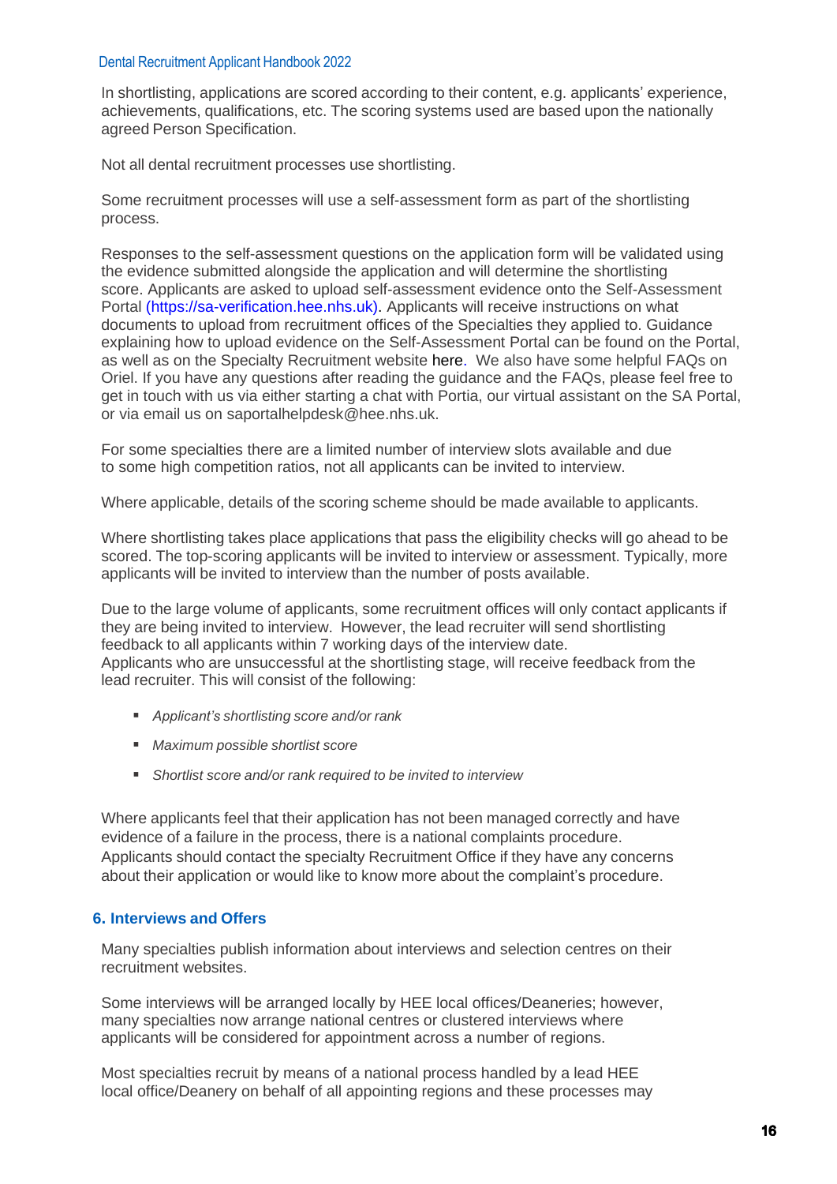In shortlisting, applications are scored according to their content, e.g. applicants' experience, achievements, qualifications, etc. The scoring systems used are based upon the nationally agreed Person Specification.

Not all dental recruitment processes use shortlisting.

Some recruitment processes will use a self-assessment form as part of the shortlisting process.

Responses to the self-assessment questions on the application form will be validated using the evidence submitted alongside the application and will determine the shortlisting score. Applicants are asked to upload self-assessment evidence onto the Self-Assessment Portal (https://sa-verification.hee.nhs.uk). Applicants will receive instructions on what documents to upload from recruitment offices of the Specialties they applied to. Guidance explaining how to upload evidence on the Self-Assessment Portal can be found on the Portal, as well as on the Specialty Recruitment website here. We also have some helpful FAQs on Oriel. If you have any questions after reading the guidance and the FAQs, please feel free to get in touch with us via either starting a chat with Portia, our virtual assistant on the SA Portal, or via email us on saportalhelpdesk@hee.nhs.uk.

For some specialties there are a limited number of interview slots available and due to some high competition ratios, not all applicants can be invited to interview.

Where applicable, details of the scoring scheme should be made available to applicants.

Where shortlisting takes place applications that pass the eligibility checks will go ahead to be scored. The top-scoring applicants will be invited to interview or assessment. Typically, more applicants will be invited to interview than the number of posts available.

Due to the large volume of applicants, some recruitment offices will only contact applicants if they are being invited to interview. However, the lead recruiter will send shortlisting feedback to all applicants within 7 working days of the interview date.
Applicants who are unsuccessful at the shortlisting stage, will receive feedback from the lead recruiter. This will consist of the following:

- *Applicant's shortlisting score and/or rank*
- *Maximum possible shortlist score*
- *Shortlist score and/or rank required to be invited to interview*

Where applicants feel that their application has not been managed correctly and have evidence of a failure in the process, there is a national complaints procedure. Applicants should contact the specialty Recruitment Office if they have any concerns about their application or would like to know more about the complaint's procedure.

## 6. Interviews and Offers

Many specialties publish information about interviews and selection centres on their recruitment websites.

Some interviews will be arranged locally by HEE local offices/Deaneries; however, many specialties now arrange national centres or clustered interviews where applicants will be considered for appointment across a number of regions.

Most specialties recruit by means of a national process handled by a lead HEE local office/Deanery on behalf of all appointing regions and these processes may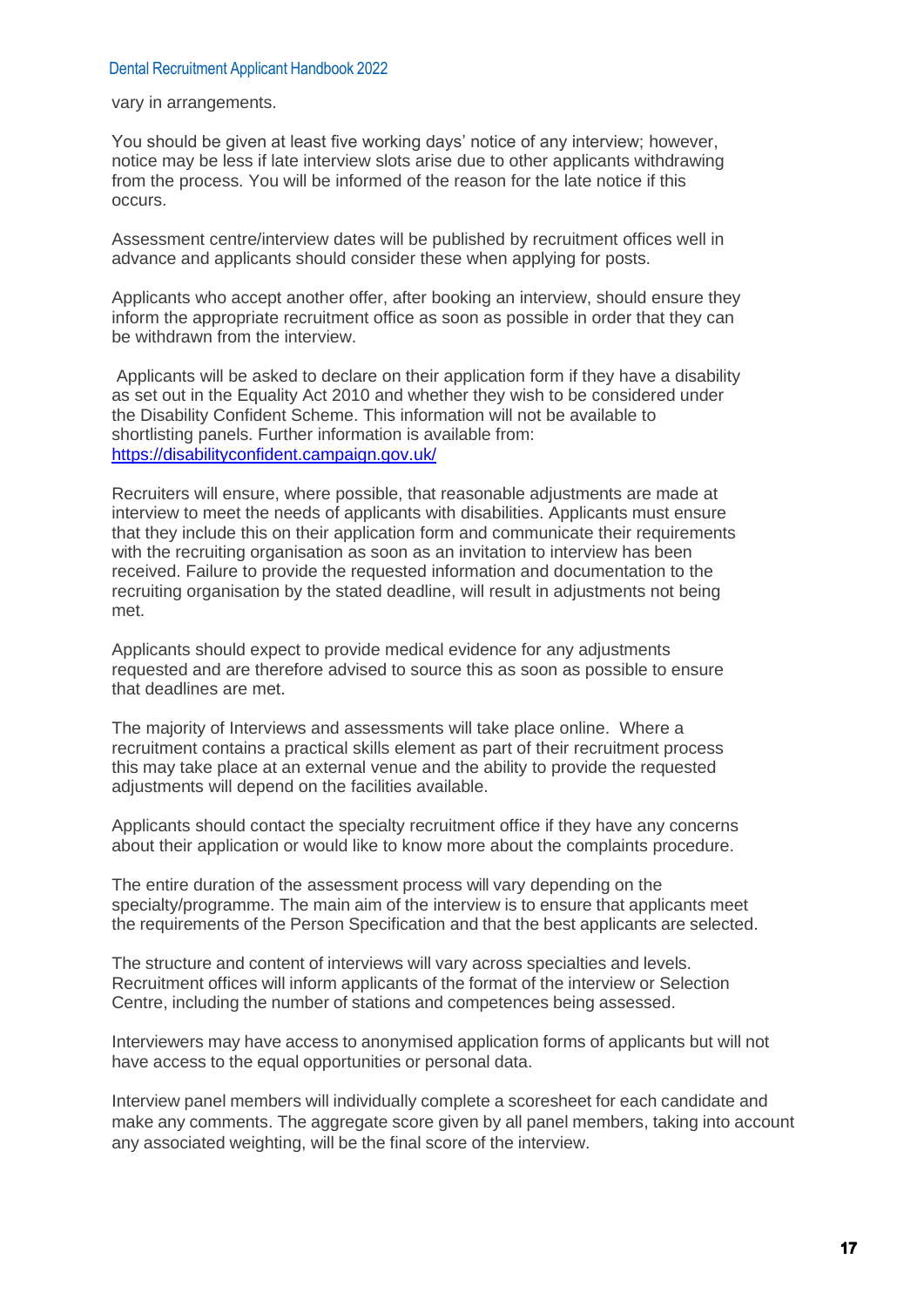vary in arrangements.

You should be given at least five working days' notice of any interview; however, notice may be less if late interview slots arise due to other applicants withdrawing from the process. You will be informed of the reason for the late notice if this occurs.

Assessment centre/interview dates will be published by recruitment offices well in advance and applicants should consider these when applying for posts.

Applicants who accept another offer, after booking an interview, should ensure they inform the appropriate recruitment office as soon as possible in order that they can be withdrawn from the interview.

Applicants will be asked to declare on their application form if they have a disability as set out in the Equality Act 2010 and whether they wish to be considered under the Disability Confident Scheme. This information will not be available to shortlisting panels. Further information is available from: [https://disabilityconfident.campaign.gov.uk/](https://disabilityconfident.campaign.gov.uk/)

Recruiters will ensure, where possible, that reasonable adjustments are made at interview to meet the needs of applicants with disabilities. Applicants must ensure that they include this on their application form and communicate their requirements with the recruiting organisation as soon as an invitation to interview has been received. Failure to provide the requested information and documentation to the recruiting organisation by the stated deadline, will result in adjustments not being met.

Applicants should expect to provide medical evidence for any adjustments requested and are therefore advised to source this as soon as possible to ensure that deadlines are met.

The majority of Interviews and assessments will take place online. Where a recruitment contains a practical skills element as part of their recruitment process this may take place at an external venue and the ability to provide the requested adjustments will depend on the facilities available.

Applicants should contact the specialty recruitment office if they have any concerns about their application or would like to know more about the complaints procedure.

The entire duration of the assessment process will vary depending on the specialty/programme. The main aim of the interview is to ensure that applicants meet the requirements of the Person Specification and that the best applicants are selected.

The structure and content of interviews will vary across specialties and levels. Recruitment offices will inform applicants of the format of the interview or Selection Centre, including the number of stations and competences being assessed.

Interviewers may have access to anonymised application forms of applicants but will not have access to the equal opportunities or personal data.

Interview panel members will individually complete a scoresheet for each candidate and make any comments. The aggregate score given by all panel members, taking into account any associated weighting, will be the final score of the interview.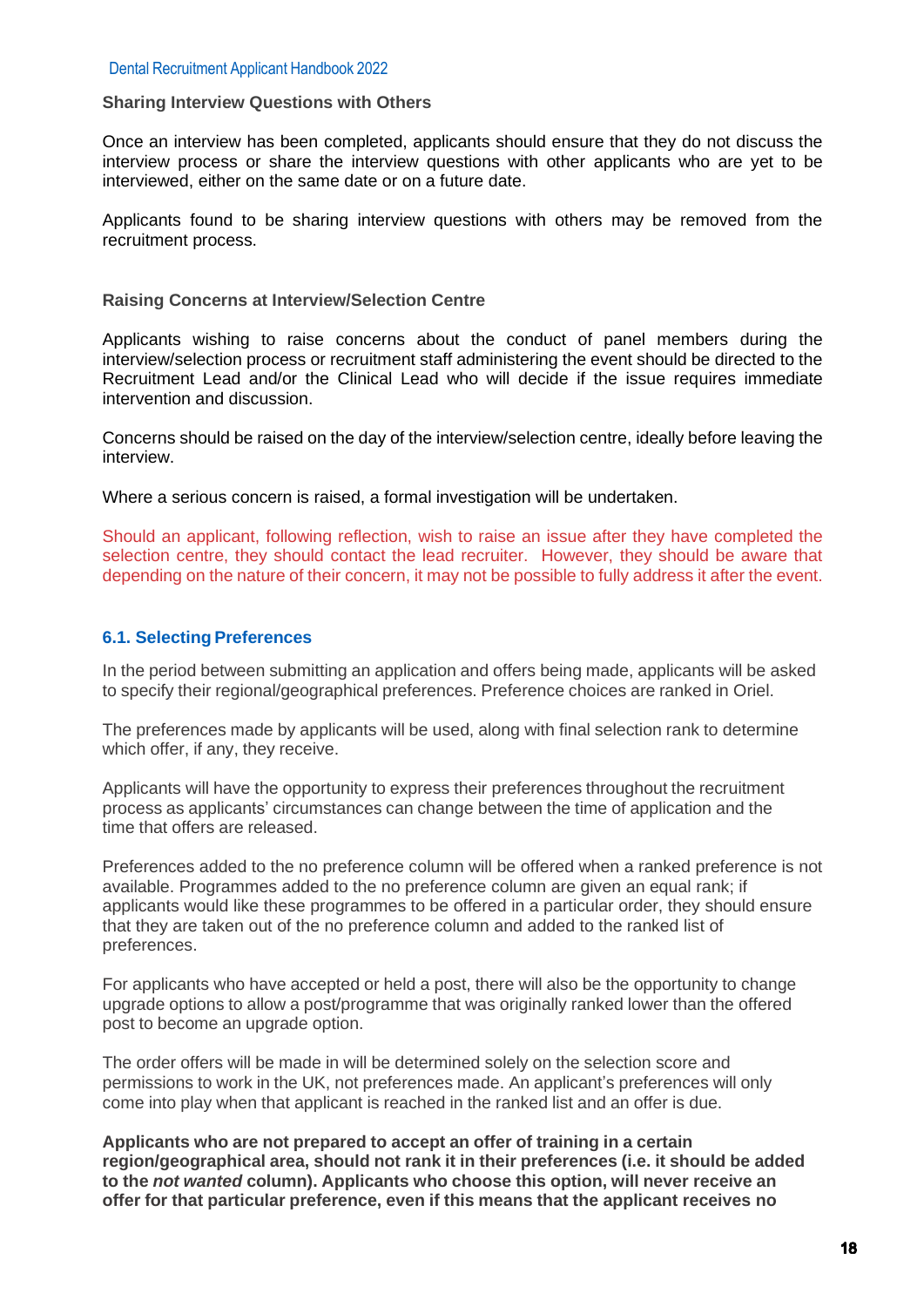**Sharing Interview Questions with Others**

Once an interview has been completed, applicants should ensure that they do not discuss the interview process or share the interview questions with other applicants who are yet to be interviewed, either on the same date or on a future date.

Applicants found to be sharing interview questions with others may be removed from the recruitment process.

**Raising Concerns at Interview/Selection Centre**

Applicants wishing to raise concerns about the conduct of panel members during the interview/selection process or recruitment staff administering the event should be directed to the Recruitment Lead and/or the Clinical Lead who will decide if the issue requires immediate intervention and discussion.

Concerns should be raised on the day of the interview/selection centre, ideally before leaving the interview.

Where a serious concern is raised, a formal investigation will be undertaken.

Should an applicant, following reflection, wish to raise an issue after they have completed the selection centre, they should contact the lead recruiter. However, they should be aware that depending on the nature of their concern, it may not be possible to fully address it after the event.

### 6.1. Selecting Preferences

In the period between submitting an application and offers being made, applicants will be asked to specify their regional/geographical preferences. Preference choices are ranked in Oriel.

The preferences made by applicants will be used, along with final selection rank to determine which offer, if any, they receive.

Applicants will have the opportunity to express their preferences throughout the recruitment process as applicants' circumstances can change between the time of application and the time that offers are released.

Preferences added to the no preference column will be offered when a ranked preference is not available. Programmes added to the no preference column are given an equal rank; if applicants would like these programmes to be offered in a particular order, they should ensure that they are taken out of the no preference column and added to the ranked list of preferences.

For applicants who have accepted or held a post, there will also be the opportunity to change upgrade options to allow a post/programme that was originally ranked lower than the offered post to become an upgrade option.

The order offers will be made in will be determined solely on the selection score and permissions to work in the UK, not preferences made. An applicant's preferences will only come into play when that applicant is reached in the ranked list and an offer is due.

**Applicants who are not prepared to accept an offer of training in a certain region/geographical area, should not rank it in their preferences (i.e. it should be added to the *not wanted* column). Applicants who choose this option, will never receive an offer for that particular preference, even if this means that the applicant receives no**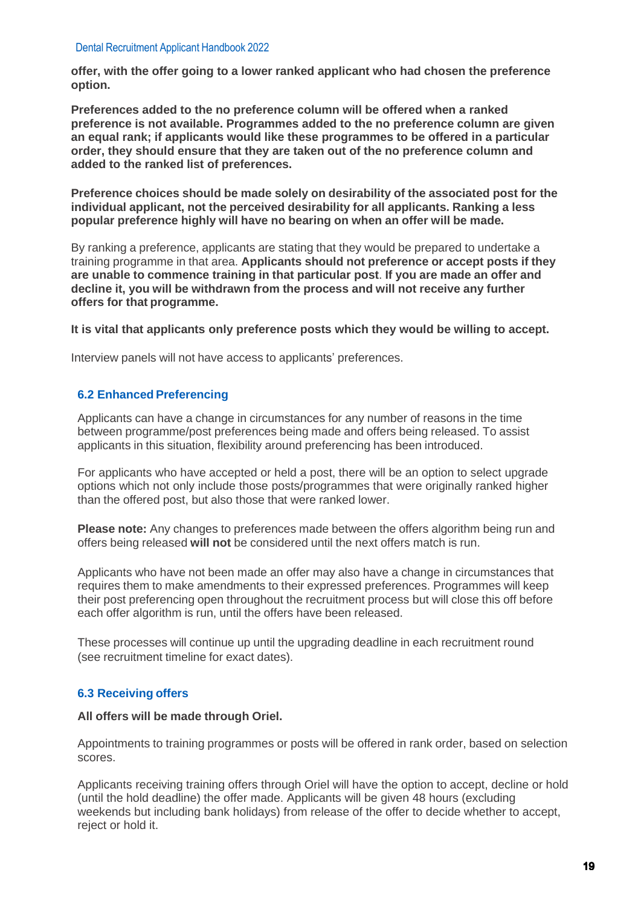**offer, with the offer going to a lower ranked applicant who had chosen the preference option.**

**Preferences added to the no preference column will be offered when a ranked preference is not available. Programmes added to the no preference column are given an equal rank; if applicants would like these programmes to be offered in a particular order, they should ensure that they are taken out of the no preference column and added to the ranked list of preferences.**

**Preference choices should be made solely on desirability of the associated post for the individual applicant, not the perceived desirability for all applicants. Ranking a less popular preference highly will have no bearing on when an offer will be made.**

By ranking a preference, applicants are stating that they would be prepared to undertake a training programme in that area. **Applicants should not preference or accept posts if they are unable to commence training in that particular post**. **If you are made an offer and decline it, you will be withdrawn from the process and will not receive any further offers for that programme.**

**It is vital that applicants only preference posts which they would be willing to accept.**

Interview panels will not have access to applicants' preferences.

### 6.2 Enhanced Preferencing

Applicants can have a change in circumstances for any number of reasons in the time between programme/post preferences being made and offers being released. To assist applicants in this situation, flexibility around preferencing has been introduced.

For applicants who have accepted or held a post, there will be an option to select upgrade options which not only include those posts/programmes that were originally ranked higher than the offered post, but also those that were ranked lower.

**Please note:** Any changes to preferences made between the offers algorithm being run and offers being released **will not** be considered until the next offers match is run.

Applicants who have not been made an offer may also have a change in circumstances that requires them to make amendments to their expressed preferences. Programmes will keep their post preferencing open throughout the recruitment process but will close this off before each offer algorithm is run, until the offers have been released.

These processes will continue up until the upgrading deadline in each recruitment round (see recruitment timeline for exact dates).

### 6.3 Receiving offers

**All offers will be made through Oriel.**

Appointments to training programmes or posts will be offered in rank order, based on selection scores.

Applicants receiving training offers through Oriel will have the option to accept, decline or hold (until the hold deadline) the offer made. Applicants will be given 48 hours (excluding weekends but including bank holidays) from release of the offer to decide whether to accept, reject or hold it.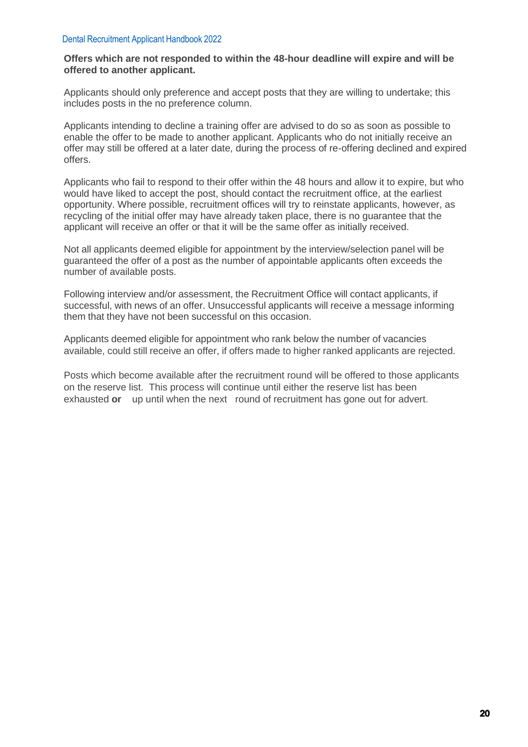**Offers which are not responded to within the 48-hour deadline will expire and will be offered to another applicant.**

Applicants should only preference and accept posts that they are willing to undertake; this includes posts in the no preference column.

Applicants intending to decline a training offer are advised to do so as soon as possible to enable the offer to be made to another applicant. Applicants who do not initially receive an offer may still be offered at a later date, during the process of re-offering declined and expired offers.

Applicants who fail to respond to their offer within the 48 hours and allow it to expire, but who would have liked to accept the post, should contact the recruitment office, at the earliest opportunity. Where possible, recruitment offices will try to reinstate applicants, however, as recycling of the initial offer may have already taken place, there is no guarantee that the applicant will receive an offer or that it will be the same offer as initially received.

Not all applicants deemed eligible for appointment by the interview/selection panel will be guaranteed the offer of a post as the number of appointable applicants often exceeds the number of available posts.

Following interview and/or assessment, the Recruitment Office will contact applicants, if successful, with news of an offer. Unsuccessful applicants will receive a message informing them that they have not been successful on this occasion.

Applicants deemed eligible for appointment who rank below the number of vacancies available, could still receive an offer, if offers made to higher ranked applicants are rejected.

Posts which become available after the recruitment round will be offered to those applicants on the reserve list. This process will continue until either the reserve list has been exhausted **or** up until when the next round of recruitment has gone out for advert.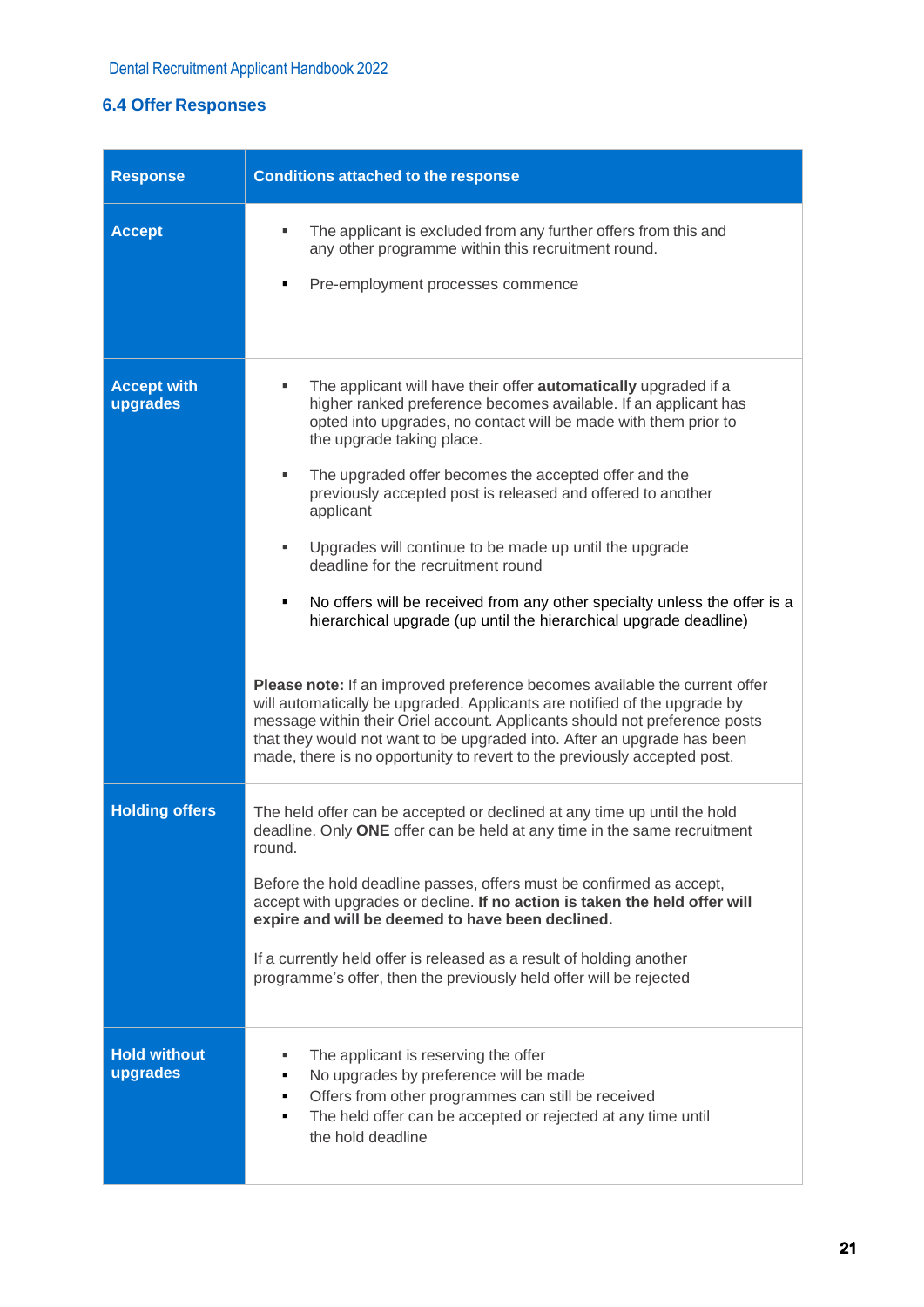## 6.4 Offer Responses

| Response | Conditions attached to the response |
|---|---|
| **Accept** | ▪ The applicant is excluded from any further offers from this and any other programme within this recruitment round.<br>▪ Pre-employment processes commence |
| **Accept with upgrades** | ▪ The applicant will have their offer **automatically** upgraded if a higher ranked preference becomes available. If an applicant has opted into upgrades, no contact will be made with them prior to the upgrade taking place.<br>▪ The upgraded offer becomes the accepted offer and the previously accepted post is released and offered to another applicant<br>▪ Upgrades will continue to be made up until the upgrade deadline for the recruitment round<br>▪ No offers will be received from any other specialty unless the offer is a hierarchical upgrade (up until the hierarchical upgrade deadline)<br><br>**Please note:** If an improved preference becomes available the current offer will automatically be upgraded. Applicants are notified of the upgrade by message within their Oriel account. Applicants should not preference posts that they would not want to be upgraded into. After an upgrade has been made, there is no opportunity to revert to the previously accepted post. |
| **Holding offers** | The held offer can be accepted or declined at any time up until the hold deadline. Only **ONE** offer can be held at any time in the same recruitment round.<br><br>Before the hold deadline passes, offers must be confirmed as accept, accept with upgrades or decline. **If no action is taken the held offer will expire and will be deemed to have been declined.**<br><br>If a currently held offer is released as a result of holding another programme's offer, then the previously held offer will be rejected |
| **Hold without upgrades** | ▪ The applicant is reserving the offer<br>▪ No upgrades by preference will be made<br>▪ Offers from other programmes can still be received<br>▪ The held offer can be accepted or rejected at any time until the hold deadline |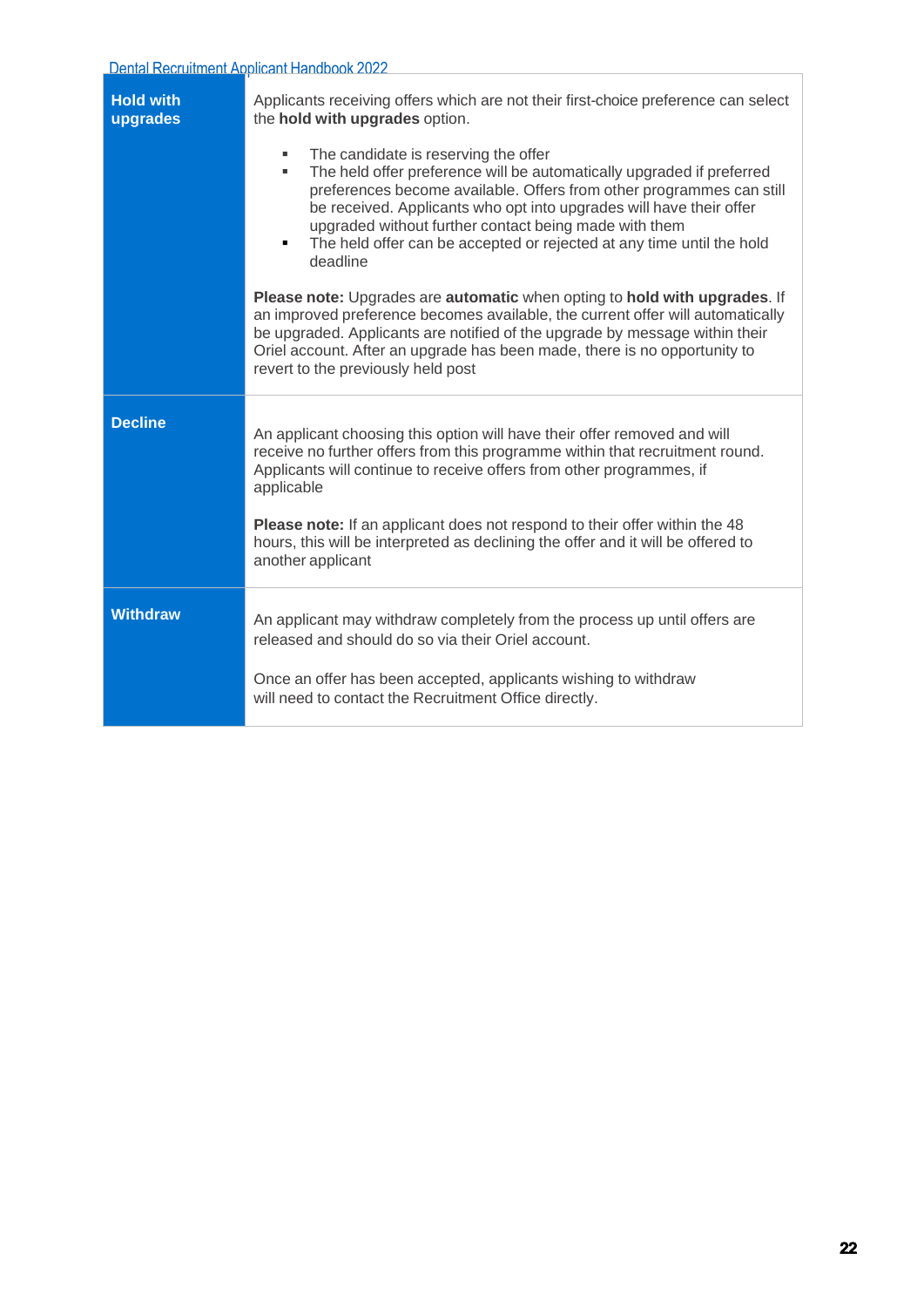| | |
|---|---|
| **Hold with upgrades** | Applicants receiving offers which are not their first-choice preference can select the **hold with upgrades** option.<br><br>▪ The candidate is reserving the offer<br>▪ The held offer preference will be automatically upgraded if preferred preferences become available. Offers from other programmes can still be received. Applicants who opt into upgrades will have their offer upgraded without further contact being made with them<br>▪ The held offer can be accepted or rejected at any time until the hold deadline<br><br>**Please note:** Upgrades are **automatic** when opting to **hold with upgrades**. If an improved preference becomes available, the current offer will automatically be upgraded. Applicants are notified of the upgrade by message within their Oriel account. After an upgrade has been made, there is no opportunity to revert to the previously held post |
| **Decline** | An applicant choosing this option will have their offer removed and will receive no further offers from this programme within that recruitment round. Applicants will continue to receive offers from other programmes, if applicable<br><br>**Please note:** If an applicant does not respond to their offer within the 48 hours, this will be interpreted as declining the offer and it will be offered to another applicant |
| **Withdraw** | An applicant may withdraw completely from the process up until offers are released and should do so via their Oriel account.<br><br>Once an offer has been accepted, applicants wishing to withdraw will need to contact the Recruitment Office directly. |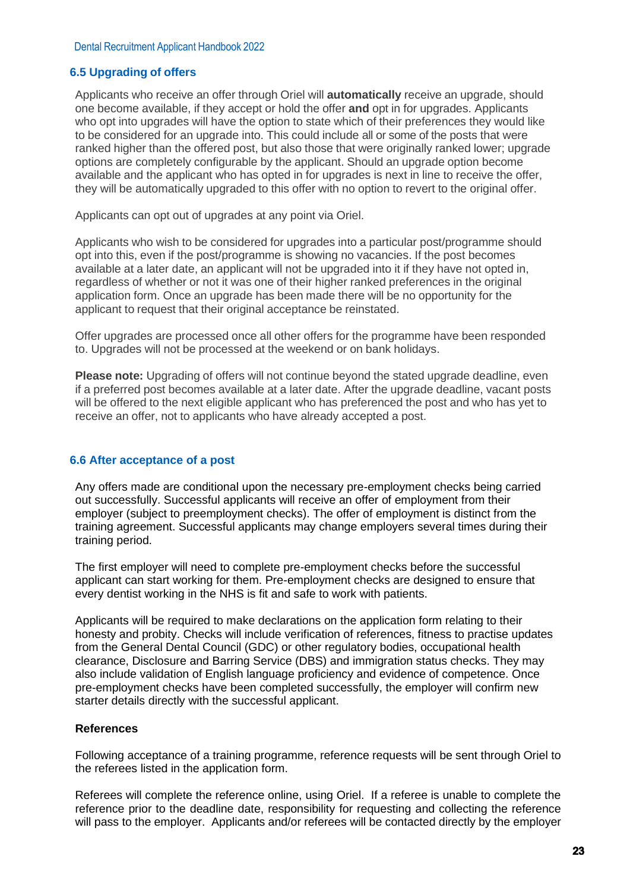## 6.5 Upgrading of offers

Applicants who receive an offer through Oriel will **automatically** receive an upgrade, should one become available, if they accept or hold the offer **and** opt in for upgrades. Applicants who opt into upgrades will have the option to state which of their preferences they would like to be considered for an upgrade into. This could include all or some of the posts that were ranked higher than the offered post, but also those that were originally ranked lower; upgrade options are completely configurable by the applicant. Should an upgrade option become available and the applicant who has opted in for upgrades is next in line to receive the offer, they will be automatically upgraded to this offer with no option to revert to the original offer.

Applicants can opt out of upgrades at any point via Oriel.

Applicants who wish to be considered for upgrades into a particular post/programme should opt into this, even if the post/programme is showing no vacancies. If the post becomes available at a later date, an applicant will not be upgraded into it if they have not opted in, regardless of whether or not it was one of their higher ranked preferences in the original application form. Once an upgrade has been made there will be no opportunity for the applicant to request that their original acceptance be reinstated.

Offer upgrades are processed once all other offers for the programme have been responded to. Upgrades will not be processed at the weekend or on bank holidays.

**Please note:** Upgrading of offers will not continue beyond the stated upgrade deadline, even if a preferred post becomes available at a later date. After the upgrade deadline, vacant posts will be offered to the next eligible applicant who has preferenced the post and who has yet to receive an offer, not to applicants who have already accepted a post.

## 6.6 After acceptance of a post

Any offers made are conditional upon the necessary pre-employment checks being carried out successfully. Successful applicants will receive an offer of employment from their employer (subject to preemployment checks). The offer of employment is distinct from the training agreement. Successful applicants may change employers several times during their training period.

The first employer will need to complete pre-employment checks before the successful applicant can start working for them. Pre-employment checks are designed to ensure that every dentist working in the NHS is fit and safe to work with patients.

Applicants will be required to make declarations on the application form relating to their honesty and probity. Checks will include verification of references, fitness to practise updates from the General Dental Council (GDC) or other regulatory bodies, occupational health clearance, Disclosure and Barring Service (DBS) and immigration status checks. They may also include validation of English language proficiency and evidence of competence. Once pre-employment checks have been completed successfully, the employer will confirm new starter details directly with the successful applicant.

**References**

Following acceptance of a training programme, reference requests will be sent through Oriel to the referees listed in the application form.

Referees will complete the reference online, using Oriel. If a referee is unable to complete the reference prior to the deadline date, responsibility for requesting and collecting the reference will pass to the employer. Applicants and/or referees will be contacted directly by the employer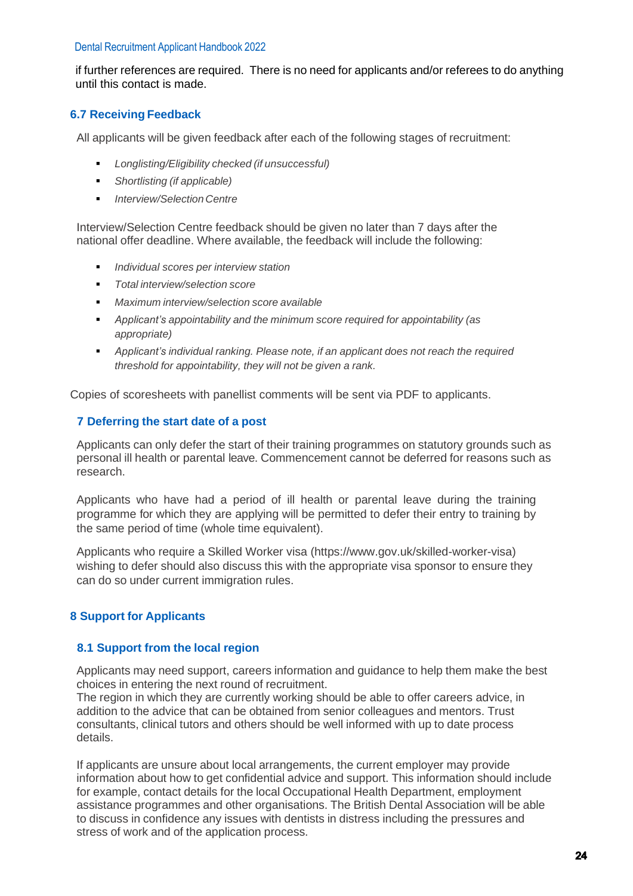if further references are required.  There is no need for applicants and/or referees to do anything until this contact is made.

### 6.7 Receiving Feedback

All applicants will be given feedback after each of the following stages of recruitment:

- *Longlisting/Eligibility checked (if unsuccessful)*
- *Shortlisting (if applicable)*
- *Interview/Selection Centre*

Interview/Selection Centre feedback should be given no later than 7 days after the national offer deadline. Where available, the feedback will include the following:

- *Individual scores per interview station*
- *Total interview/selection score*
- *Maximum interview/selection score available*
- *Applicant's appointability and the minimum score required for appointability (as appropriate)*
- *Applicant's individual ranking. Please note, if an applicant does not reach the required threshold for appointability, they will not be given a rank.*

Copies of scoresheets with panellist comments will be sent via PDF to applicants.

## 7 Deferring the start date of a post

Applicants can only defer the start of their training programmes on statutory grounds such as personal ill health or parental leave. Commencement cannot be deferred for reasons such as research.

Applicants who have had a period of ill health or parental leave during the training programme for which they are applying will be permitted to defer their entry to training by the same period of time (whole time equivalent).

Applicants who require a Skilled Worker visa (https://www.gov.uk/skilled-worker-visa) wishing to defer should also discuss this with the appropriate visa sponsor to ensure they can do so under current immigration rules.

## 8 Support for Applicants

### 8.1 Support from the local region

Applicants may need support, careers information and guidance to help them make the best choices in entering the next round of recruitment.
The region in which they are currently working should be able to offer careers advice, in addition to the advice that can be obtained from senior colleagues and mentors. Trust consultants, clinical tutors and others should be well informed with up to date process details.

If applicants are unsure about local arrangements, the current employer may provide information about how to get confidential advice and support. This information should include for example, contact details for the local Occupational Health Department, employment assistance programmes and other organisations. The British Dental Association will be able to discuss in confidence any issues with dentists in distress including the pressures and stress of work and of the application process.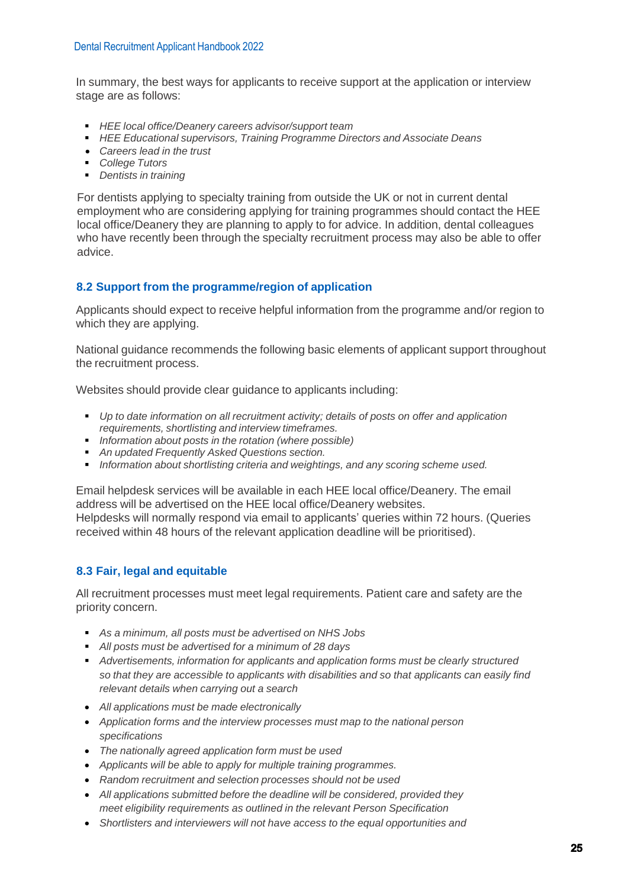In summary, the best ways for applicants to receive support at the application or interview stage are as follows:

- *HEE local office/Deanery careers advisor/support team*
- *HEE Educational supervisors, Training Programme Directors and Associate Deans*
- *Careers lead in the trust*
- *College Tutors*
- *Dentists in training*

For dentists applying to specialty training from outside the UK or not in current dental employment who are considering applying for training programmes should contact the HEE local office/Deanery they are planning to apply to for advice. In addition, dental colleagues who have recently been through the specialty recruitment process may also be able to offer advice.

### 8.2 Support from the programme/region of application

Applicants should expect to receive helpful information from the programme and/or region to which they are applying.

National guidance recommends the following basic elements of applicant support throughout the recruitment process.

Websites should provide clear guidance to applicants including:

- *Up to date information on all recruitment activity; details of posts on offer and application requirements, shortlisting and interview timeframes.*
- *Information about posts in the rotation (where possible)*
- *An updated Frequently Asked Questions section.*
- *Information about shortlisting criteria and weightings, and any scoring scheme used.*

Email helpdesk services will be available in each HEE local office/Deanery. The email address will be advertised on the HEE local office/Deanery websites.
Helpdesks will normally respond via email to applicants' queries within 72 hours. (Queries received within 48 hours of the relevant application deadline will be prioritised).

### 8.3 Fair, legal and equitable

All recruitment processes must meet legal requirements. Patient care and safety are the priority concern.

- *As a minimum, all posts must be advertised on NHS Jobs*
- *All posts must be advertised for a minimum of 28 days*
- *Advertisements, information for applicants and application forms must be clearly structured so that they are accessible to applicants with disabilities and so that applicants can easily find relevant details when carrying out a search*
- *All applications must be made electronically*
- *Application forms and the interview processes must map to the national person specifications*
- *The nationally agreed application form must be used*
- *Applicants will be able to apply for multiple training programmes.*
- *Random recruitment and selection processes should not be used*
- *All applications submitted before the deadline will be considered, provided they meet eligibility requirements as outlined in the relevant Person Specification*
- *Shortlisters and interviewers will not have access to the equal opportunities and*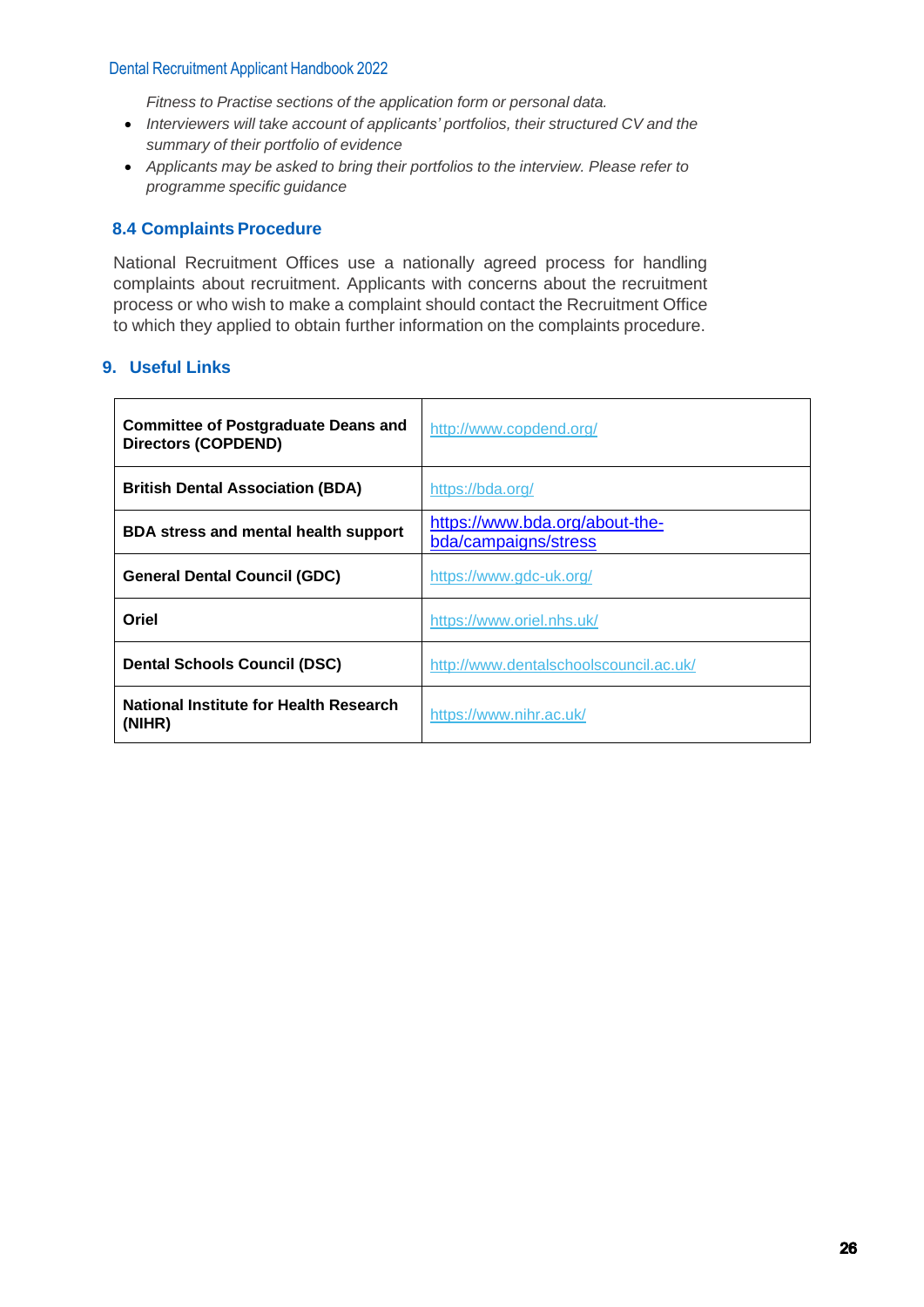*Fitness to Practise sections of the application form or personal data.*

- *Interviewers will take account of applicants' portfolios, their structured CV and the summary of their portfolio of evidence*
- *Applicants may be asked to bring their portfolios to the interview. Please refer to programme specific guidance*

### 8.4 Complaints Procedure

National Recruitment Offices use a nationally agreed process for handling complaints about recruitment. Applicants with concerns about the recruitment process or who wish to make a complaint should contact the Recruitment Office to which they applied to obtain further information on the complaints procedure.

## 9. Useful Links

| | |
|---|---|
| **Committee of Postgraduate Deans and Directors (COPDEND)** | http://www.copdend.org/ |
| **British Dental Association (BDA)** | https://bda.org/ |
| **BDA stress and mental health support** | https://www.bda.org/about-the-bda/campaigns/stress |
| **General Dental Council (GDC)** | https://www.gdc-uk.org/ |
| **Oriel** | https://www.oriel.nhs.uk/ |
| **Dental Schools Council (DSC)** | http://www.dentalschoolscouncil.ac.uk/ |
| **National Institute for Health Research (NIHR)** | https://www.nihr.ac.uk/ |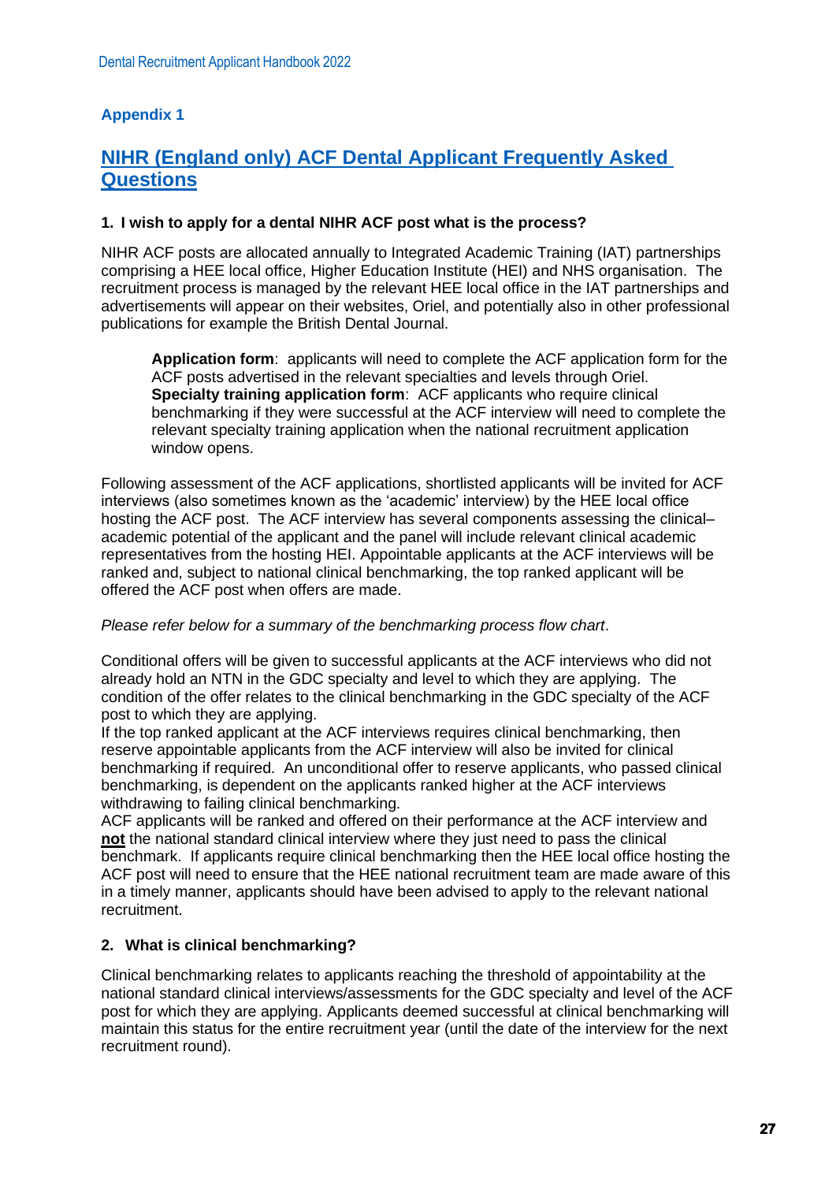## Appendix 1

# NIHR (England only) ACF Dental Applicant Frequently Asked Questions

### 1. I wish to apply for a dental NIHR ACF post what is the process?

NIHR ACF posts are allocated annually to Integrated Academic Training (IAT) partnerships comprising a HEE local office, Higher Education Institute (HEI) and NHS organisation. The recruitment process is managed by the relevant HEE local office in the IAT partnerships and advertisements will appear on their websites, Oriel, and potentially also in other professional publications for example the British Dental Journal.

> **Application form**: applicants will need to complete the ACF application form for the ACF posts advertised in the relevant specialties and levels through Oriel.
> **Specialty training application form**: ACF applicants who require clinical benchmarking if they were successful at the ACF interview will need to complete the relevant specialty training application when the national recruitment application window opens.

Following assessment of the ACF applications, shortlisted applicants will be invited for ACF interviews (also sometimes known as the 'academic' interview) by the HEE local office hosting the ACF post. The ACF interview has several components assessing the clinical–academic potential of the applicant and the panel will include relevant clinical academic representatives from the hosting HEI. Appointable applicants at the ACF interviews will be ranked and, subject to national clinical benchmarking, the top ranked applicant will be offered the ACF post when offers are made.

*Please refer below for a summary of the benchmarking process flow chart*.

Conditional offers will be given to successful applicants at the ACF interviews who did not already hold an NTN in the GDC specialty and level to which they are applying. The condition of the offer relates to the clinical benchmarking in the GDC specialty of the ACF post to which they are applying.
If the top ranked applicant at the ACF interviews requires clinical benchmarking, then reserve appointable applicants from the ACF interview will also be invited for clinical benchmarking if required. An unconditional offer to reserve applicants, who passed clinical benchmarking, is dependent on the applicants ranked higher at the ACF interviews withdrawing to failing clinical benchmarking.
ACF applicants will be ranked and offered on their performance at the ACF interview and **not** the national standard clinical interview where they just need to pass the clinical benchmark. If applicants require clinical benchmarking then the HEE local office hosting the ACF post will need to ensure that the HEE national recruitment team are made aware of this in a timely manner, applicants should have been advised to apply to the relevant national recruitment.

### 2. What is clinical benchmarking?

Clinical benchmarking relates to applicants reaching the threshold of appointability at the national standard clinical interviews/assessments for the GDC specialty and level of the ACF post for which they are applying. Applicants deemed successful at clinical benchmarking will maintain this status for the entire recruitment year (until the date of the interview for the next recruitment round).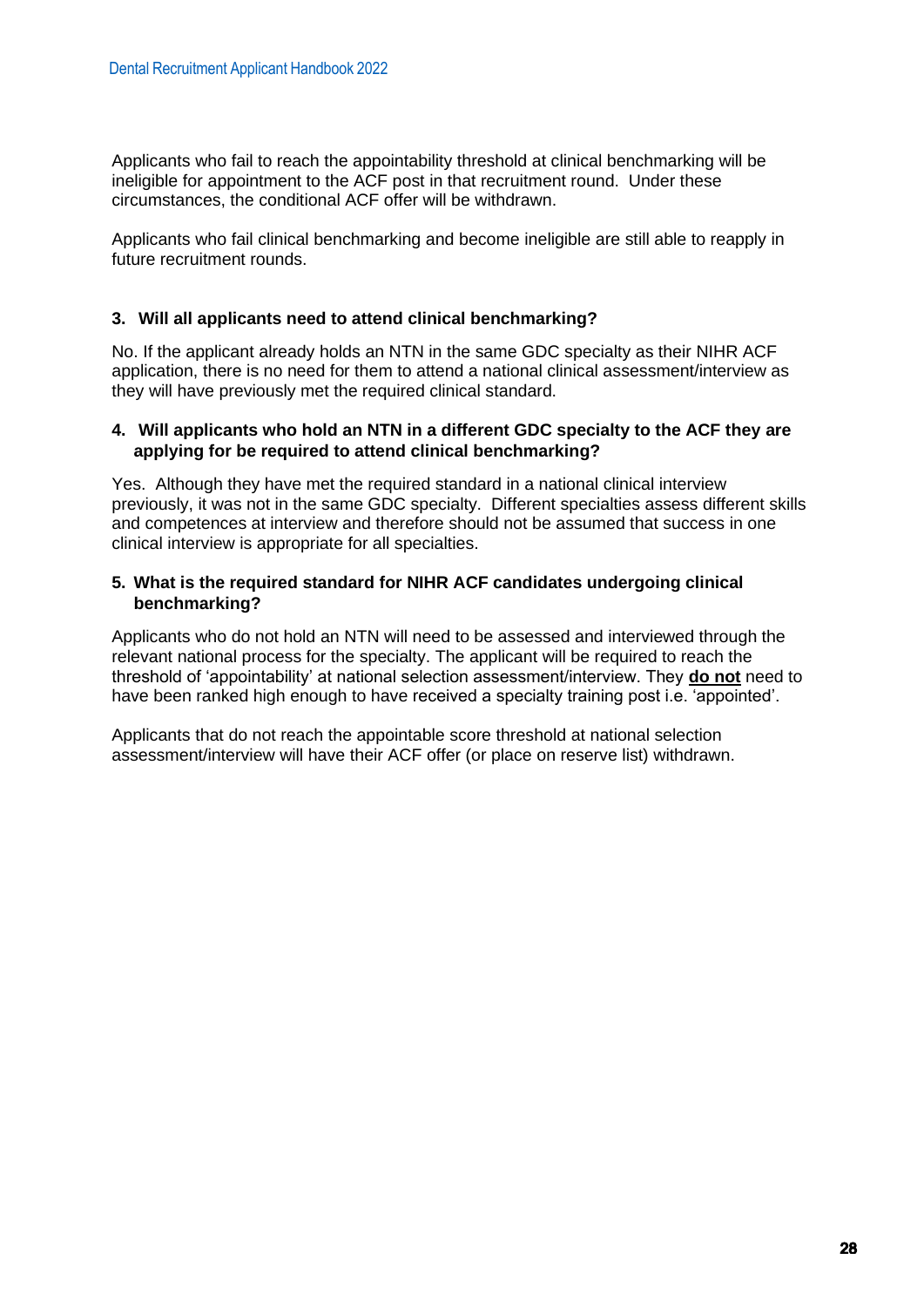Applicants who fail to reach the appointability threshold at clinical benchmarking will be ineligible for appointment to the ACF post in that recruitment round. Under these circumstances, the conditional ACF offer will be withdrawn.

Applicants who fail clinical benchmarking and become ineligible are still able to reapply in future recruitment rounds.

**3. Will all applicants need to attend clinical benchmarking?**

No. If the applicant already holds an NTN in the same GDC specialty as their NIHR ACF application, there is no need for them to attend a national clinical assessment/interview as they will have previously met the required clinical standard.

**4. Will applicants who hold an NTN in a different GDC specialty to the ACF they are applying for be required to attend clinical benchmarking?**

Yes. Although they have met the required standard in a national clinical interview previously, it was not in the same GDC specialty. Different specialties assess different skills and competences at interview and therefore should not be assumed that success in one clinical interview is appropriate for all specialties.

**5. What is the required standard for NIHR ACF candidates undergoing clinical benchmarking?**

Applicants who do not hold an NTN will need to be assessed and interviewed through the relevant national process for the specialty. The applicant will be required to reach the threshold of 'appointability' at national selection assessment/interview. They **do not** need to have been ranked high enough to have received a specialty training post i.e. 'appointed'.

Applicants that do not reach the appointable score threshold at national selection assessment/interview will have their ACF offer (or place on reserve list) withdrawn.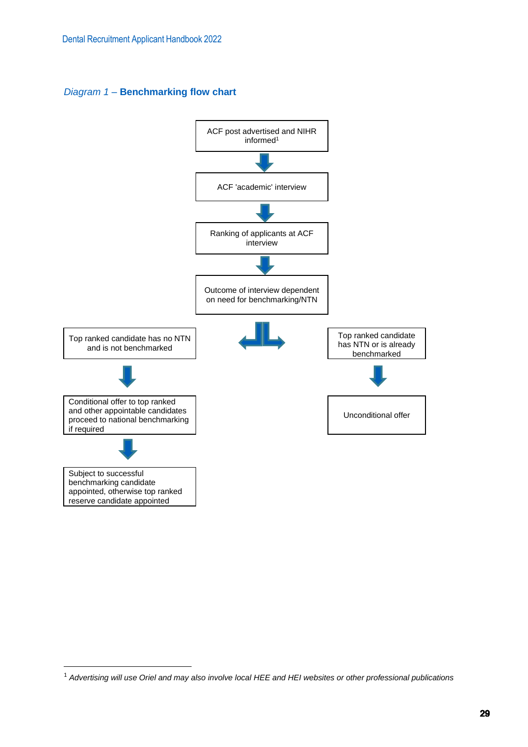*Diagram 1 –* **Benchmarking flow chart**

ACF post advertised and NIHR informed[1]

↓

ACF 'academic' interview

↓

Ranking of applicants at ACF interview

↓

Outcome of interview dependent on need for benchmarking/NTN

**Branch 1:**

Top ranked candidate has no NTN and is not benchmarked

↓

Conditional offer to top ranked and other appointable candidates proceed to national benchmarking if required

↓

Subject to successful benchmarking candidate appointed, otherwise top ranked reserve candidate appointed

**Branch 2:**

Top ranked candidate has NTN or is already benchmarked

↓

Unconditional offer

---

[1] *Advertising will use Oriel and may also involve local HEE and HEI websites or other professional publications*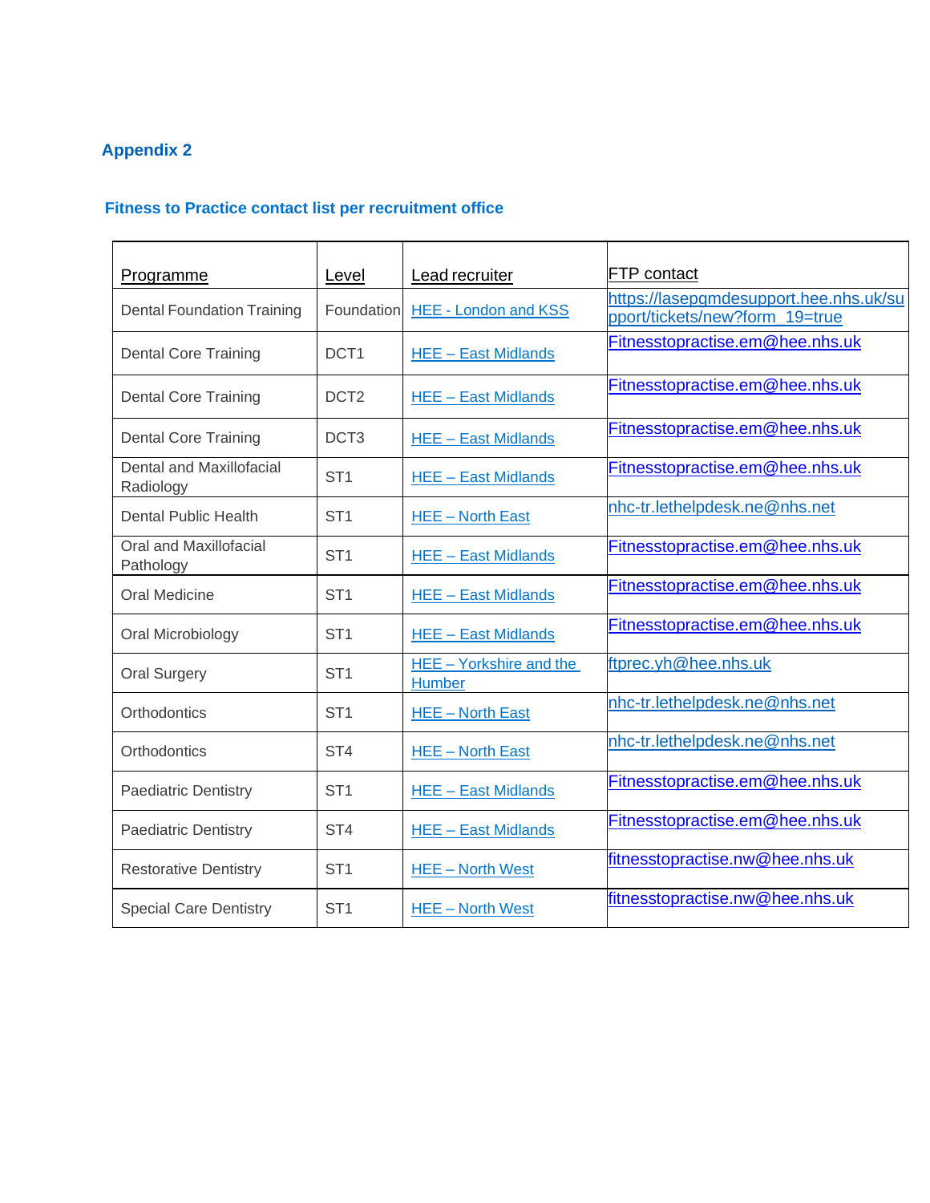## Appendix 2

### Fitness to Practice contact list per recruitment office

| Programme | Level | Lead recruiter | FTP contact |
|---|---|---|---|
| Dental Foundation Training | Foundation | HEE - London and KSS | https://lasepgmdesupport.hee.nhs.uk/support/tickets/new?form_19=true |
| Dental Core Training | DCT1 | HEE – East Midlands | Fitnesstopractise.em@hee.nhs.uk |
| Dental Core Training | DCT2 | HEE – East Midlands | Fitnesstopractise.em@hee.nhs.uk |
| Dental Core Training | DCT3 | HEE – East Midlands | Fitnesstopractise.em@hee.nhs.uk |
| Dental and Maxillofacial Radiology | ST1 | HEE – East Midlands | Fitnesstopractise.em@hee.nhs.uk |
| Dental Public Health | ST1 | HEE – North East | nhc-tr.lethelpdesk.ne@nhs.net |
| Oral and Maxillofacial Pathology | ST1 | HEE – East Midlands | Fitnesstopractise.em@hee.nhs.uk |
| Oral Medicine | ST1 | HEE – East Midlands | Fitnesstopractise.em@hee.nhs.uk |
| Oral Microbiology | ST1 | HEE – East Midlands | Fitnesstopractise.em@hee.nhs.uk |
| Oral Surgery | ST1 | HEE – Yorkshire and the Humber | ftprec.yh@hee.nhs.uk |
| Orthodontics | ST1 | HEE – North East | nhc-tr.lethelpdesk.ne@nhs.net |
| Orthodontics | ST4 | HEE – North East | nhc-tr.lethelpdesk.ne@nhs.net |
| Paediatric Dentistry | ST1 | HEE – East Midlands | Fitnesstopractise.em@hee.nhs.uk |
| Paediatric Dentistry | ST4 | HEE – East Midlands | Fitnesstopractise.em@hee.nhs.uk |
| Restorative Dentistry | ST1 | HEE – North West | fitnesstopractise.nw@hee.nhs.uk |
| Special Care Dentistry | ST1 | HEE – North West | fitnesstopractise.nw@hee.nhs.uk |